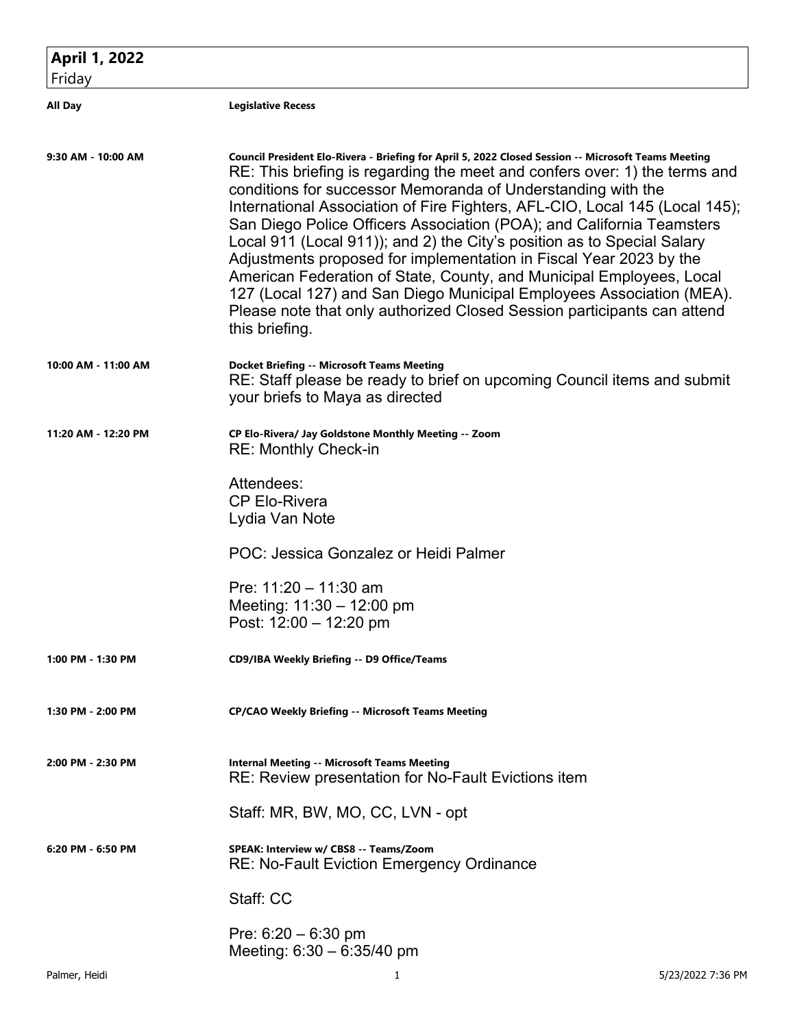## April 1, 2022
Friday

| | |
|---|---|
| **All Day** | **Legislative Recess** |
| **9:30 AM - 10:00 AM** | **Council President Elo-Rivera - Briefing for April 5, 2022 Closed Session -- Microsoft Teams Meeting**<br>RE: This briefing is regarding the meet and confers over: 1) the terms and conditions for successor Memoranda of Understanding with the International Association of Fire Fighters, AFL-CIO, Local 145 (Local 145); San Diego Police Officers Association (POA); and California Teamsters Local 911 (Local 911)); and 2) the City's position as to Special Salary Adjustments proposed for implementation in Fiscal Year 2023 by the American Federation of State, County, and Municipal Employees, Local 127 (Local 127) and San Diego Municipal Employees Association (MEA). Please note that only authorized Closed Session participants can attend this briefing. |
| **10:00 AM - 11:00 AM** | **Docket Briefing -- Microsoft Teams Meeting**<br>RE: Staff please be ready to brief on upcoming Council items and submit your briefs to Maya as directed |
| **11:20 AM - 12:20 PM** | **CP Elo-Rivera/ Jay Goldstone Monthly Meeting -- Zoom**<br>RE: Monthly Check-in<br><br>Attendees:<br>CP Elo-Rivera<br>Lydia Van Note<br><br>POC: Jessica Gonzalez or Heidi Palmer<br><br>Pre: 11:20 – 11:30 am<br>Meeting: 11:30 – 12:00 pm<br>Post: 12:00 – 12:20 pm |
| **1:00 PM - 1:30 PM** | **CD9/IBA Weekly Briefing -- D9 Office/Teams** |
| **1:30 PM - 2:00 PM** | **CP/CAO Weekly Briefing -- Microsoft Teams Meeting** |
| **2:00 PM - 2:30 PM** | **Internal Meeting -- Microsoft Teams Meeting**<br>RE: Review presentation for No-Fault Evictions item<br><br>Staff: MR, BW, MO, CC, LVN - opt |
| **6:20 PM - 6:50 PM** | **SPEAK: Interview w/ CBS8 -- Teams/Zoom**<br>RE: No-Fault Eviction Emergency Ordinance<br><br>Staff: CC<br><br>Pre: 6:20 – 6:30 pm<br>Meeting: 6:30 – 6:35/40 pm |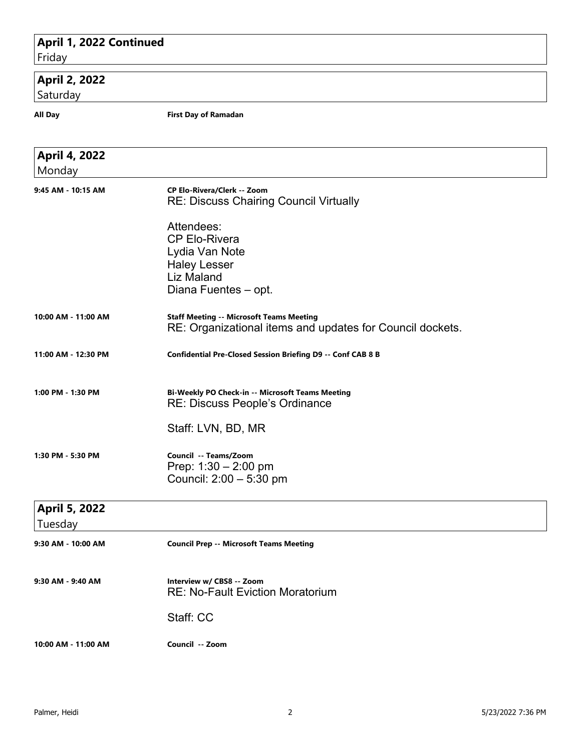## April 1, 2022 Continued
Friday

## April 2, 2022
Saturday

**All Day** — **First Day of Ramadan**

## April 4, 2022
Monday

**9:45 AM - 10:15 AM** — **CP Elo-Rivera/Clerk -- Zoom**
RE: Discuss Chairing Council Virtually

Attendees:
CP Elo-Rivera
Lydia Van Note
Haley Lesser
Liz Maland
Diana Fuentes – opt.

**10:00 AM - 11:00 AM** — **Staff Meeting -- Microsoft Teams Meeting**
RE: Organizational items and updates for Council dockets.

**11:00 AM - 12:30 PM** — **Confidential Pre-Closed Session Briefing D9 -- Conf CAB 8 B**

**1:00 PM - 1:30 PM** — **Bi-Weekly PO Check-in -- Microsoft Teams Meeting**
RE: Discuss People's Ordinance

Staff: LVN, BD, MR

**1:30 PM - 5:30 PM** — **Council -- Teams/Zoom**
Prep: 1:30 – 2:00 pm
Council: 2:00 – 5:30 pm

## April 5, 2022
Tuesday

**9:30 AM - 10:00 AM** — **Council Prep -- Microsoft Teams Meeting**

**9:30 AM - 9:40 AM** — **Interview w/ CBS8 -- Zoom**
RE: No-Fault Eviction Moratorium

Staff: CC

**10:00 AM - 11:00 AM** — **Council -- Zoom**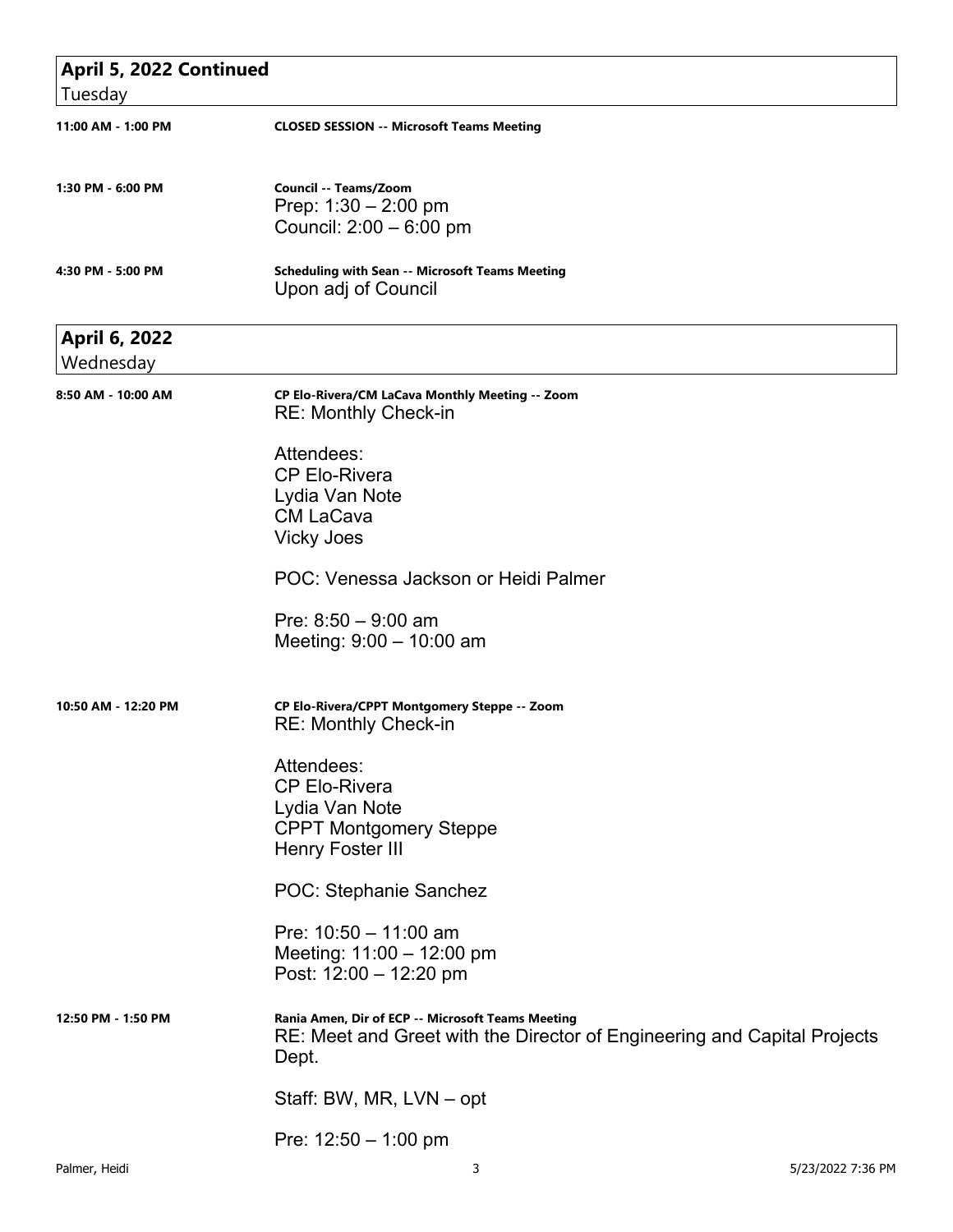## April 5, 2022 Continued
Tuesday

**11:00 AM - 1:00 PM** — **CLOSED SESSION -- Microsoft Teams Meeting**

**1:30 PM - 6:00 PM** — **Council -- Teams/Zoom**

Prep: 1:30 – 2:00 pm
Council: 2:00 – 6:00 pm

**4:30 PM - 5:00 PM** — **Scheduling with Sean -- Microsoft Teams Meeting**

Upon adj of Council

## April 6, 2022
Wednesday

**8:50 AM - 10:00 AM** — **CP Elo-Rivera/CM LaCava Monthly Meeting -- Zoom**

RE: Monthly Check-in

Attendees:
CP Elo-Rivera
Lydia Van Note
CM LaCava
Vicky Joes

POC: Venessa Jackson or Heidi Palmer

Pre: 8:50 – 9:00 am
Meeting: 9:00 – 10:00 am

**10:50 AM - 12:20 PM** — **CP Elo-Rivera/CPPT Montgomery Steppe -- Zoom**

RE: Monthly Check-in

Attendees:
CP Elo-Rivera
Lydia Van Note
CPPT Montgomery Steppe
Henry Foster III

POC: Stephanie Sanchez

Pre: 10:50 – 11:00 am
Meeting: 11:00 – 12:00 pm
Post: 12:00 – 12:20 pm

**12:50 PM - 1:50 PM** — **Rania Amen, Dir of ECP -- Microsoft Teams Meeting**

RE: Meet and Greet with the Director of Engineering and Capital Projects Dept.

Staff: BW, MR, LVN – opt

Pre: 12:50 – 1:00 pm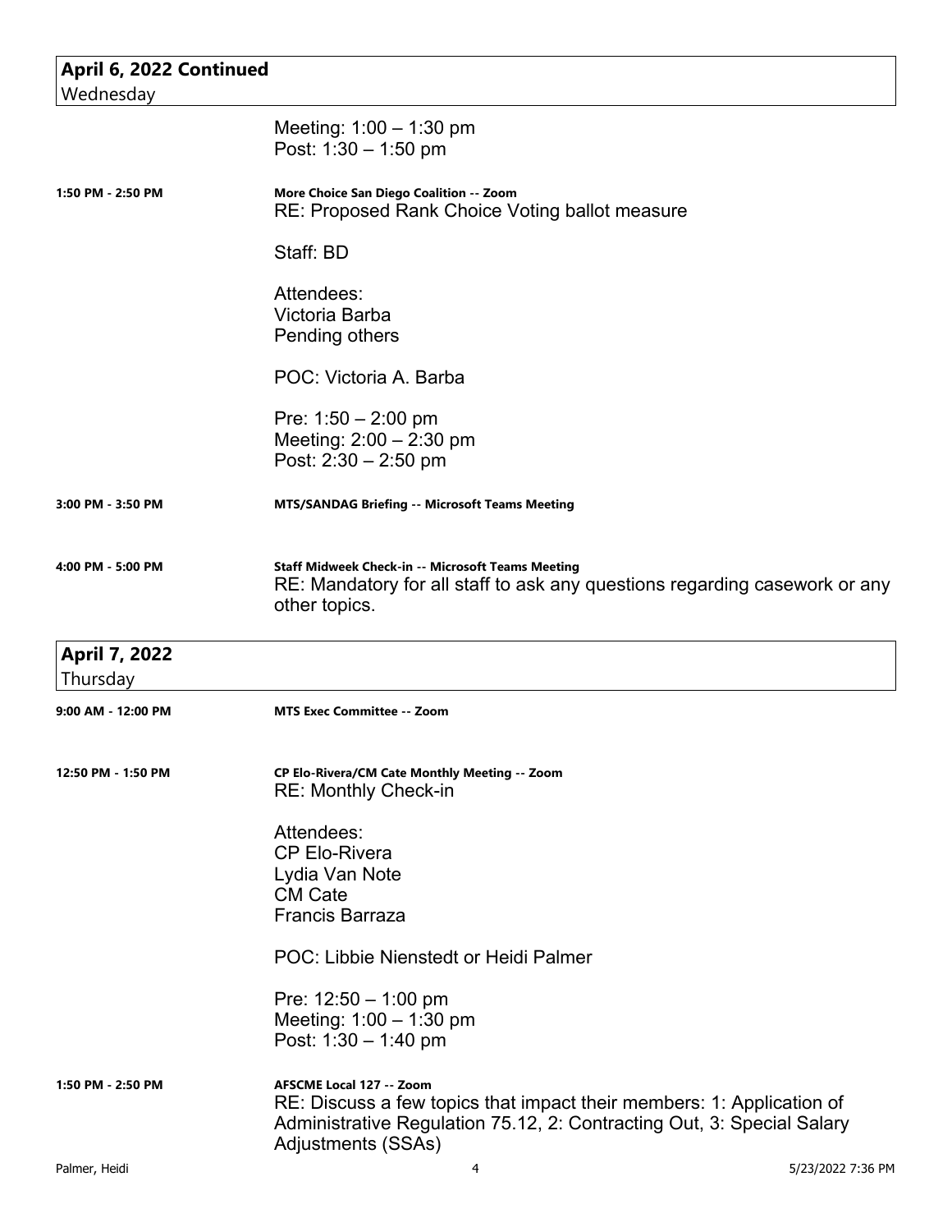## April 6, 2022 Continued
Wednesday

Meeting: 1:00 – 1:30 pm
Post: 1:30 – 1:50 pm

**1:50 PM - 2:50 PM** — **More Choice San Diego Coalition -- Zoom**

RE: Proposed Rank Choice Voting ballot measure

Staff: BD

Attendees:
Victoria Barba
Pending others

POC: Victoria A. Barba

Pre: 1:50 – 2:00 pm
Meeting: 2:00 – 2:30 pm
Post: 2:30 – 2:50 pm

**3:00 PM - 3:50 PM** — **MTS/SANDAG Briefing -- Microsoft Teams Meeting**

**4:00 PM - 5:00 PM** — **Staff Midweek Check-in -- Microsoft Teams Meeting**

RE: Mandatory for all staff to ask any questions regarding casework or any other topics.

## April 7, 2022
Thursday

**9:00 AM - 12:00 PM** — **MTS Exec Committee -- Zoom**

**12:50 PM - 1:50 PM** — **CP Elo-Rivera/CM Cate Monthly Meeting -- Zoom**

RE: Monthly Check-in

Attendees:
CP Elo-Rivera
Lydia Van Note
CM Cate
Francis Barraza

POC: Libbie Nienstedt or Heidi Palmer

Pre: 12:50 – 1:00 pm
Meeting: 1:00 – 1:30 pm
Post: 1:30 – 1:40 pm

**1:50 PM - 2:50 PM** — **AFSCME Local 127 -- Zoom**

RE: Discuss a few topics that impact their members: 1: Application of Administrative Regulation 75.12, 2: Contracting Out, 3: Special Salary Adjustments (SSAs)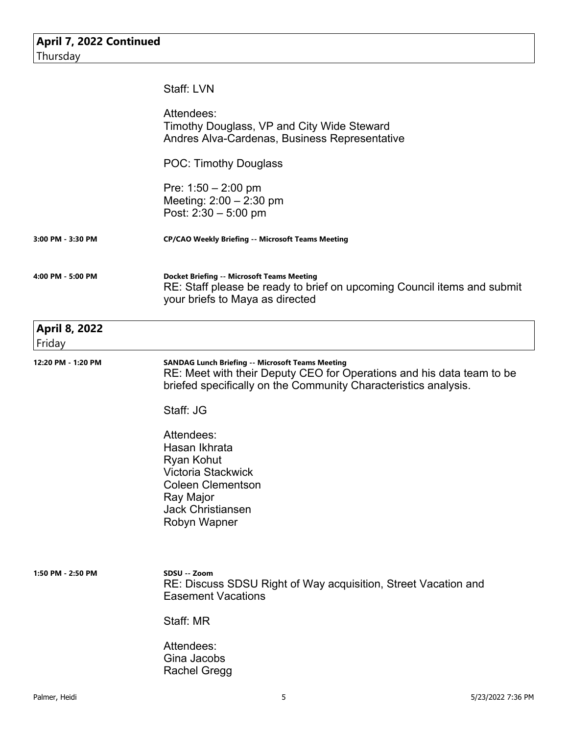## April 7, 2022 Continued
Thursday

Staff: LVN

Attendees:
Timothy Douglass, VP and City Wide Steward
Andres Alva-Cardenas, Business Representative

POC: Timothy Douglass

Pre: 1:50 – 2:00 pm
Meeting: 2:00 – 2:30 pm
Post: 2:30 – 5:00 pm

**3:00 PM - 3:30 PM** — **CP/CAO Weekly Briefing -- Microsoft Teams Meeting**

**4:00 PM - 5:00 PM** — **Docket Briefing -- Microsoft Teams Meeting**
RE: Staff please be ready to brief on upcoming Council items and submit your briefs to Maya as directed

## April 8, 2022
Friday

**12:20 PM - 1:20 PM** — **SANDAG Lunch Briefing -- Microsoft Teams Meeting**
RE: Meet with their Deputy CEO for Operations and his data team to be briefed specifically on the Community Characteristics analysis.

Staff: JG

Attendees:
Hasan Ikhrata
Ryan Kohut
Victoria Stackwick
Coleen Clementson
Ray Major
Jack Christiansen
Robyn Wapner

**1:50 PM - 2:50 PM** — **SDSU -- Zoom**
RE: Discuss SDSU Right of Way acquisition, Street Vacation and Easement Vacations

Staff: MR

Attendees:
Gina Jacobs
Rachel Gregg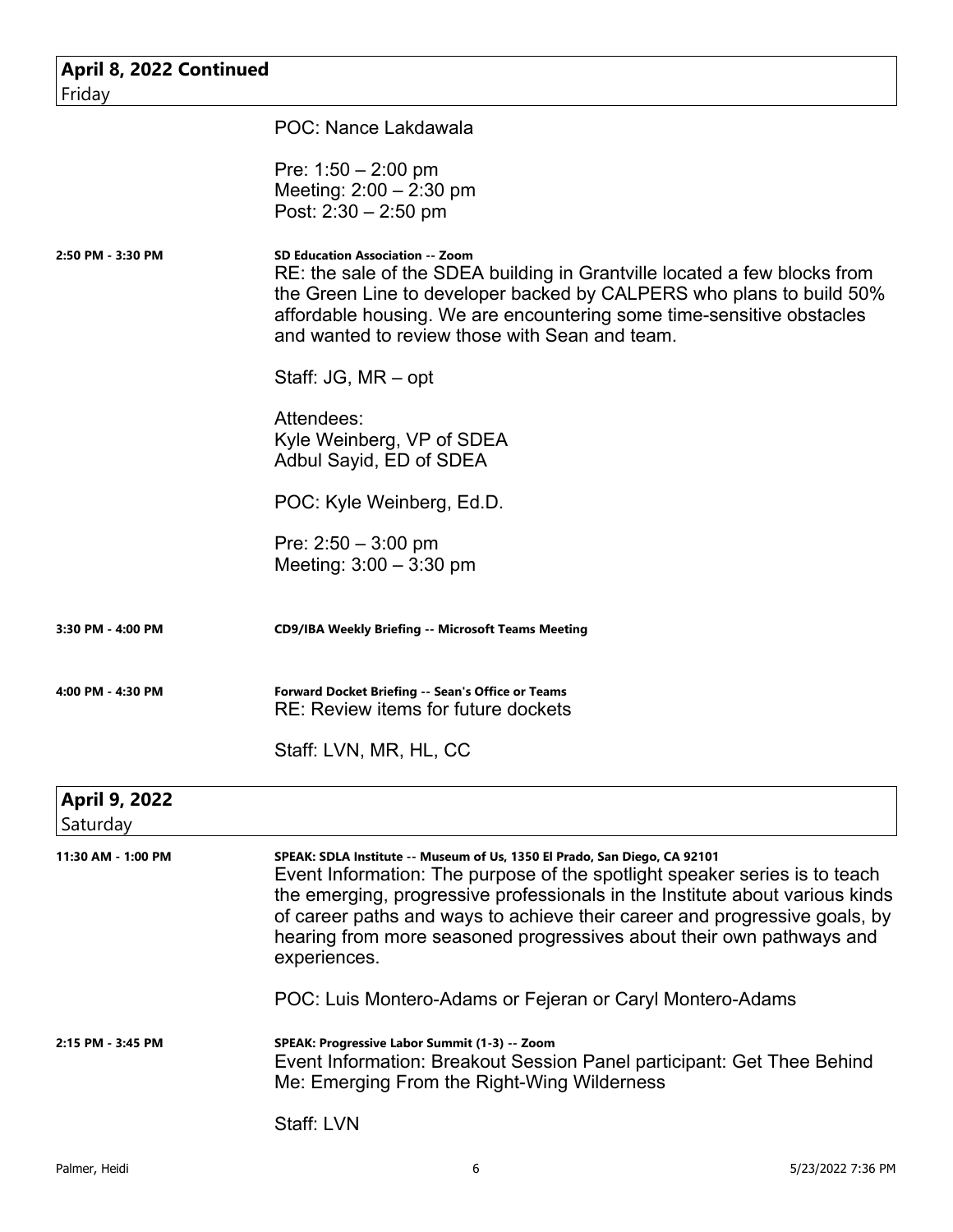## April 8, 2022 Continued
Friday

POC: Nance Lakdawala

Pre: 1:50 – 2:00 pm
Meeting: 2:00 – 2:30 pm
Post: 2:30 – 2:50 pm

**2:50 PM - 3:30 PM**

**SD Education Association -- Zoom**
RE: the sale of the SDEA building in Grantville located a few blocks from the Green Line to developer backed by CALPERS who plans to build 50% affordable housing. We are encountering some time-sensitive obstacles and wanted to review those with Sean and team.

Staff: JG, MR – opt

Attendees:
Kyle Weinberg, VP of SDEA
Adbul Sayid, ED of SDEA

POC: Kyle Weinberg, Ed.D.

Pre: 2:50 – 3:00 pm
Meeting: 3:00 – 3:30 pm

**3:30 PM - 4:00 PM**

**CD9/IBA Weekly Briefing -- Microsoft Teams Meeting**

**4:00 PM - 4:30 PM**

**Forward Docket Briefing -- Sean's Office or Teams**
RE: Review items for future dockets

Staff: LVN, MR, HL, CC

## April 9, 2022
Saturday

**11:30 AM - 1:00 PM**

**SPEAK: SDLA Institute -- Museum of Us, 1350 El Prado, San Diego, CA 92101**
Event Information: The purpose of the spotlight speaker series is to teach the emerging, progressive professionals in the Institute about various kinds of career paths and ways to achieve their career and progressive goals, by hearing from more seasoned progressives about their own pathways and experiences.

POC: Luis Montero-Adams or Fejeran or Caryl Montero-Adams

**2:15 PM - 3:45 PM**

**SPEAK: Progressive Labor Summit (1-3) -- Zoom**
Event Information: Breakout Session Panel participant: Get Thee Behind Me: Emerging From the Right-Wing Wilderness

Staff: LVN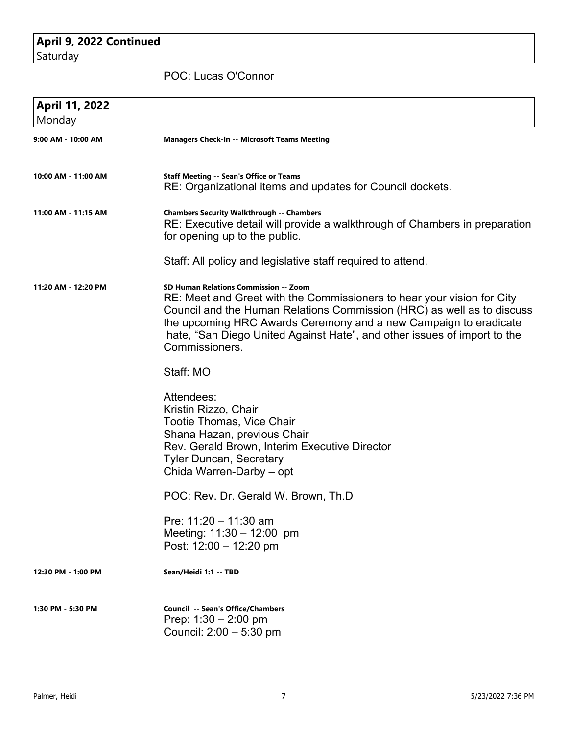## April 9, 2022 Continued
Saturday

POC: Lucas O'Connor

## April 11, 2022
Monday

**9:00 AM - 10:00 AM** — **Managers Check-in -- Microsoft Teams Meeting**

**10:00 AM - 11:00 AM** — **Staff Meeting -- Sean's Office or Teams**
RE: Organizational items and updates for Council dockets.

**11:00 AM - 11:15 AM** — **Chambers Security Walkthrough -- Chambers**
RE: Executive detail will provide a walkthrough of Chambers in preparation for opening up to the public.

Staff: All policy and legislative staff required to attend.

**11:20 AM - 12:20 PM** — **SD Human Relations Commission -- Zoom**
RE: Meet and Greet with the Commissioners to hear your vision for City Council and the Human Relations Commission (HRC) as well as to discuss the upcoming HRC Awards Ceremony and a new Campaign to eradicate hate, "San Diego United Against Hate", and other issues of import to the Commissioners.

Staff: MO

Attendees:
Kristin Rizzo, Chair
Tootie Thomas, Vice Chair
Shana Hazan, previous Chair
Rev. Gerald Brown, Interim Executive Director
Tyler Duncan, Secretary
Chida Warren-Darby – opt

POC: Rev. Dr. Gerald W. Brown, Th.D

Pre: 11:20 – 11:30 am
Meeting: 11:30 – 12:00 pm
Post: 12:00 – 12:20 pm

**12:30 PM - 1:00 PM** — **Sean/Heidi 1:1 -- TBD**

**1:30 PM - 5:30 PM** — **Council -- Sean's Office/Chambers**
Prep: 1:30 – 2:00 pm
Council: 2:00 – 5:30 pm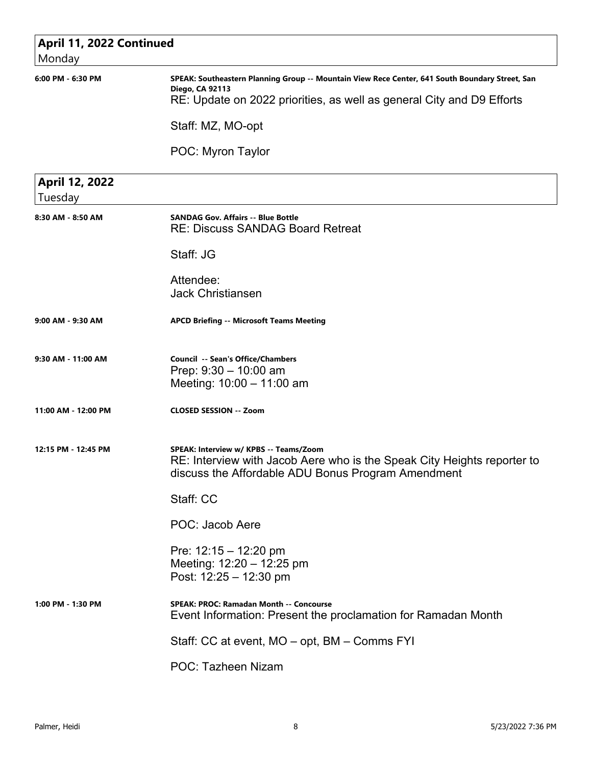## April 11, 2022 Continued

Monday

**6:00 PM - 6:30 PM**

**SPEAK: Southeastern Planning Group -- Mountain View Rece Center, 641 South Boundary Street, San Diego, CA 92113**

RE: Update on 2022 priorities, as well as general City and D9 Efforts

Staff: MZ, MO-opt

POC: Myron Taylor

## April 12, 2022

Tuesday

**8:30 AM - 8:50 AM**

**SANDAG Gov. Affairs -- Blue Bottle**

RE: Discuss SANDAG Board Retreat

Staff: JG

Attendee:
Jack Christiansen

**9:00 AM - 9:30 AM**

**APCD Briefing -- Microsoft Teams Meeting**

**9:30 AM - 11:00 AM**

**Council -- Sean's Office/Chambers**

Prep: 9:30 – 10:00 am
Meeting: 10:00 – 11:00 am

**11:00 AM - 12:00 PM**

**CLOSED SESSION -- Zoom**

**12:15 PM - 12:45 PM**

**SPEAK: Interview w/ KPBS -- Teams/Zoom**

RE: Interview with Jacob Aere who is the Speak City Heights reporter to discuss the Affordable ADU Bonus Program Amendment

Staff: CC

POC: Jacob Aere

Pre: 12:15 – 12:20 pm
Meeting: 12:20 – 12:25 pm
Post: 12:25 – 12:30 pm

**1:00 PM - 1:30 PM**

**SPEAK: PROC: Ramadan Month -- Concourse**

Event Information: Present the proclamation for Ramadan Month

Staff: CC at event, MO – opt, BM – Comms FYI

POC: Tazheen Nizam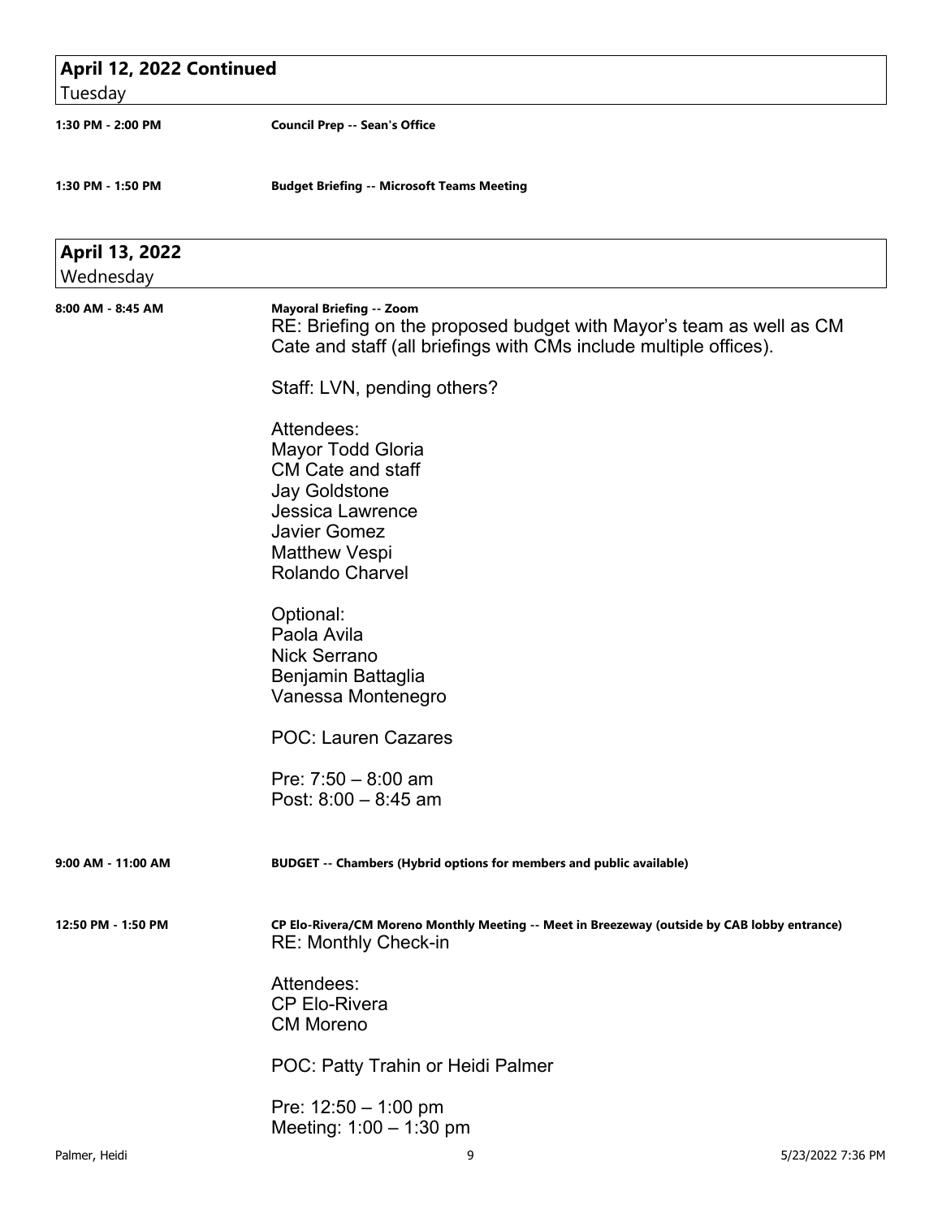## April 12, 2022 Continued
Tuesday

**1:30 PM - 2:00 PM** — **Council Prep -- Sean's Office**

**1:30 PM - 1:50 PM** — **Budget Briefing -- Microsoft Teams Meeting**

## April 13, 2022
Wednesday

**8:00 AM - 8:45 AM** — **Mayoral Briefing -- Zoom**

RE: Briefing on the proposed budget with Mayor's team as well as CM Cate and staff (all briefings with CMs include multiple offices).

Staff: LVN, pending others?

Attendees:
Mayor Todd Gloria
CM Cate and staff
Jay Goldstone
Jessica Lawrence
Javier Gomez
Matthew Vespi
Rolando Charvel

Optional:
Paola Avila
Nick Serrano
Benjamin Battaglia
Vanessa Montenegro

POC: Lauren Cazares

Pre: 7:50 – 8:00 am
Post: 8:00 – 8:45 am

**9:00 AM - 11:00 AM** — **BUDGET -- Chambers (Hybrid options for members and public available)**

**12:50 PM - 1:50 PM** — **CP Elo-Rivera/CM Moreno Monthly Meeting -- Meet in Breezeway (outside by CAB lobby entrance)**

RE: Monthly Check-in

Attendees:
CP Elo-Rivera
CM Moreno

POC: Patty Trahin or Heidi Palmer

Pre: 12:50 – 1:00 pm
Meeting: 1:00 – 1:30 pm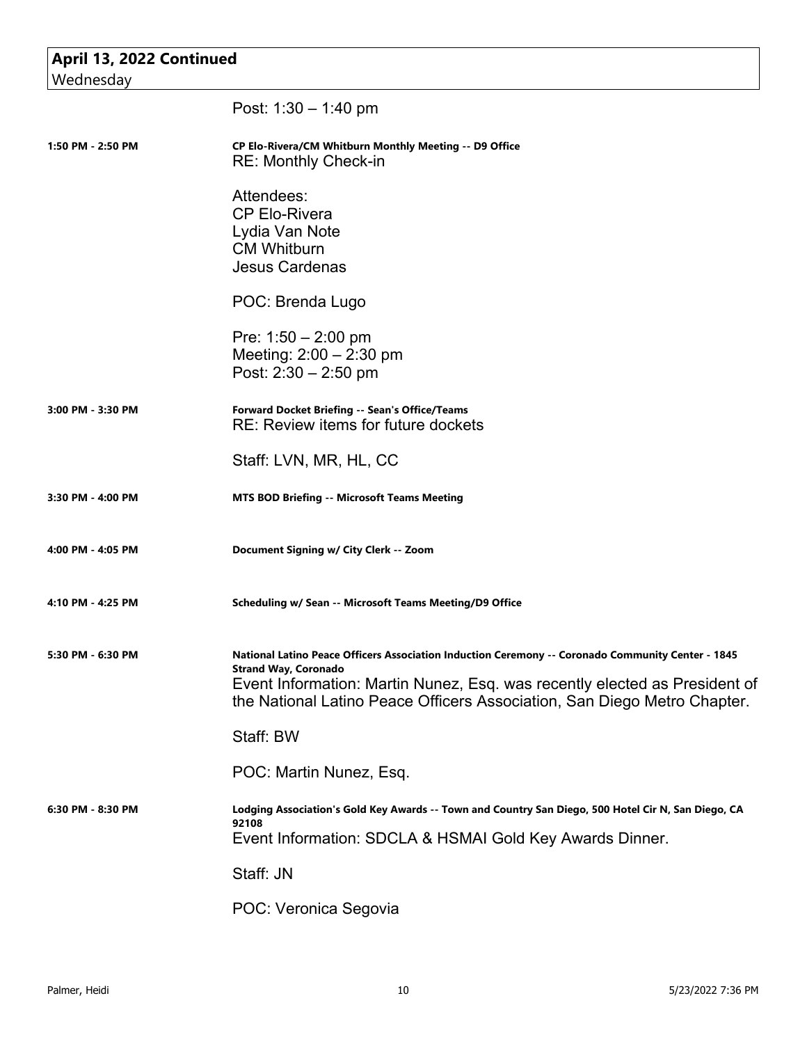## April 13, 2022 Continued

Wednesday

Post: 1:30 – 1:40 pm

**1:50 PM - 2:50 PM** — **CP Elo-Rivera/CM Whitburn Monthly Meeting -- D9 Office**

RE: Monthly Check-in

Attendees:
CP Elo-Rivera
Lydia Van Note
CM Whitburn
Jesus Cardenas

POC: Brenda Lugo

Pre: 1:50 – 2:00 pm
Meeting: 2:00 – 2:30 pm
Post: 2:30 – 2:50 pm

**3:00 PM - 3:30 PM** — **Forward Docket Briefing -- Sean's Office/Teams**

RE: Review items for future dockets

Staff: LVN, MR, HL, CC

**3:30 PM - 4:00 PM** — **MTS BOD Briefing -- Microsoft Teams Meeting**

**4:00 PM - 4:05 PM** — **Document Signing w/ City Clerk -- Zoom**

**4:10 PM - 4:25 PM** — **Scheduling w/ Sean -- Microsoft Teams Meeting/D9 Office**

**5:30 PM - 6:30 PM** — **National Latino Peace Officers Association Induction Ceremony -- Coronado Community Center - 1845 Strand Way, Coronado**

Event Information: Martin Nunez, Esq. was recently elected as President of the National Latino Peace Officers Association, San Diego Metro Chapter.

Staff: BW

POC: Martin Nunez, Esq.

**6:30 PM - 8:30 PM** — **Lodging Association's Gold Key Awards -- Town and Country San Diego, 500 Hotel Cir N, San Diego, CA 92108**

Event Information: SDCLA & HSMAI Gold Key Awards Dinner.

Staff: JN

POC: Veronica Segovia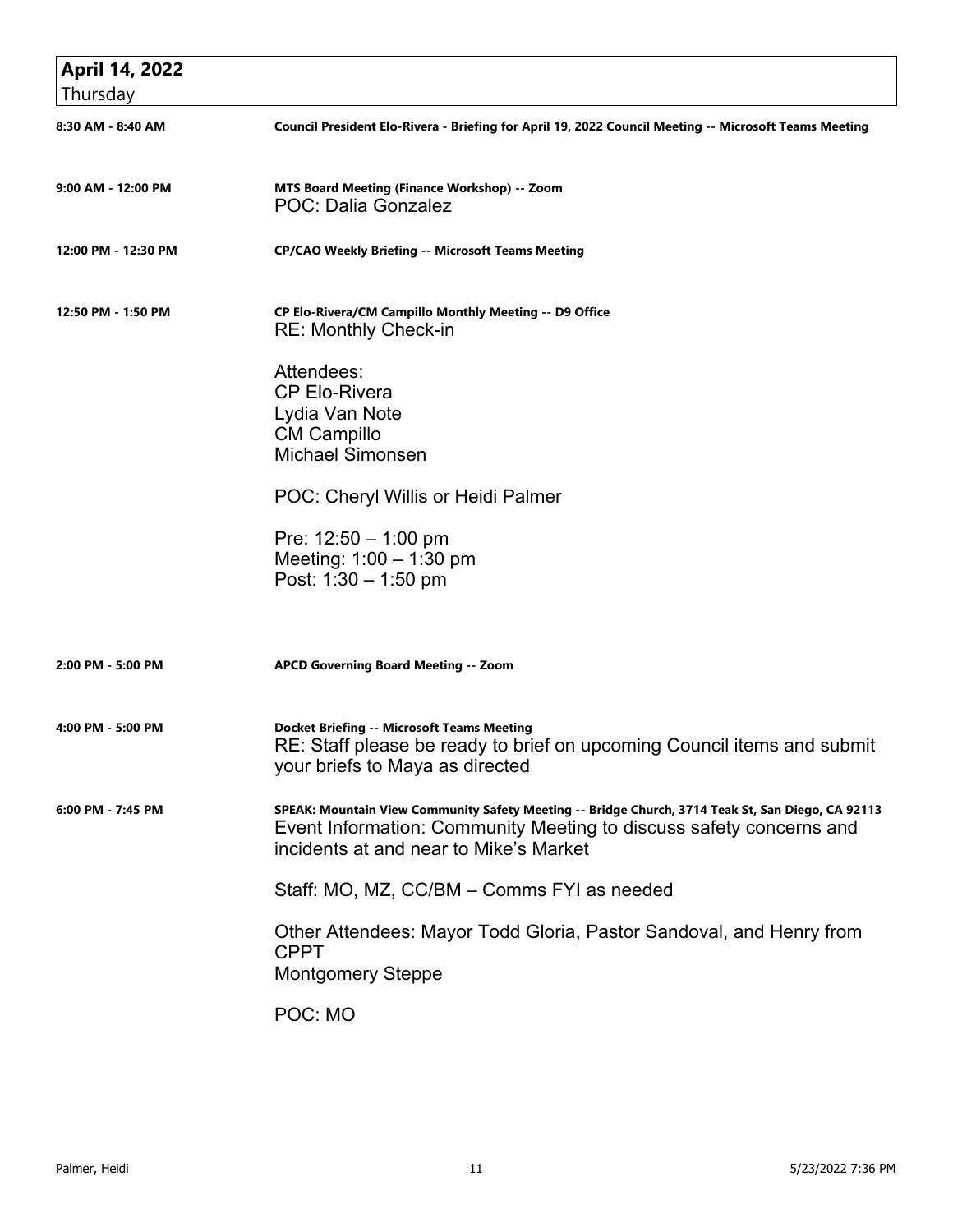## April 14, 2022
Thursday

**8:30 AM - 8:40 AM** — **Council President Elo-Rivera - Briefing for April 19, 2022 Council Meeting -- Microsoft Teams Meeting**

**9:00 AM - 12:00 PM** — **MTS Board Meeting (Finance Workshop) -- Zoom**
POC: Dalia Gonzalez

**12:00 PM - 12:30 PM** — **CP/CAO Weekly Briefing -- Microsoft Teams Meeting**

**12:50 PM - 1:50 PM** — **CP Elo-Rivera/CM Campillo Monthly Meeting -- D9 Office**
RE: Monthly Check-in

Attendees:
CP Elo-Rivera
Lydia Van Note
CM Campillo
Michael Simonsen

POC: Cheryl Willis or Heidi Palmer

Pre: 12:50 – 1:00 pm
Meeting: 1:00 – 1:30 pm
Post: 1:30 – 1:50 pm

**2:00 PM - 5:00 PM** — **APCD Governing Board Meeting -- Zoom**

**4:00 PM - 5:00 PM** — **Docket Briefing -- Microsoft Teams Meeting**
RE: Staff please be ready to brief on upcoming Council items and submit your briefs to Maya as directed

**6:00 PM - 7:45 PM** — **SPEAK: Mountain View Community Safety Meeting -- Bridge Church, 3714 Teak St, San Diego, CA 92113**
Event Information: Community Meeting to discuss safety concerns and incidents at and near to Mike's Market

Staff: MO, MZ, CC/BM – Comms FYI as needed

Other Attendees: Mayor Todd Gloria, Pastor Sandoval, and Henry from CPPT
Montgomery Steppe

POC: MO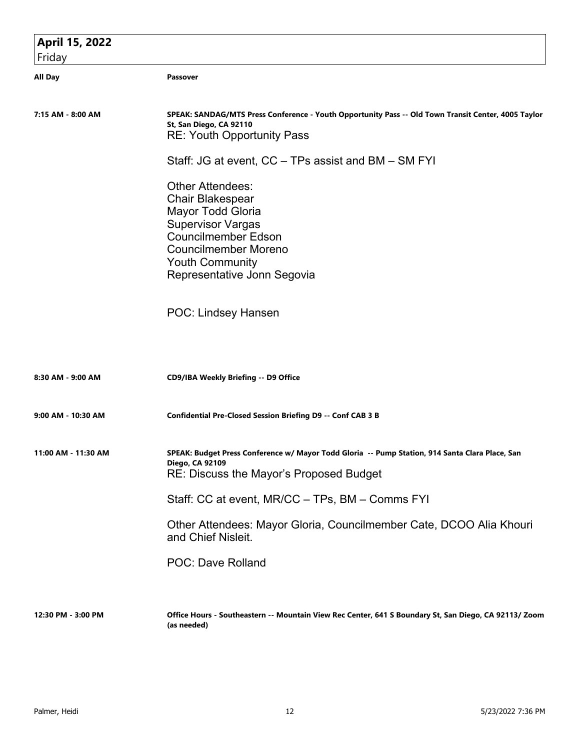## April 15, 2022
Friday

**All Day** — **Passover**

**7:15 AM - 8:00 AM** — **SPEAK: SANDAG/MTS Press Conference - Youth Opportunity Pass -- Old Town Transit Center, 4005 Taylor St, San Diego, CA 92110**

RE: Youth Opportunity Pass

Staff: JG at event, CC – TPs assist and BM – SM FYI

Other Attendees:
Chair Blakespear
Mayor Todd Gloria
Supervisor Vargas
Councilmember Edson
Councilmember Moreno
Youth Community
Representative Jonn Segovia

POC: Lindsey Hansen

**8:30 AM - 9:00 AM** — **CD9/IBA Weekly Briefing -- D9 Office**

**9:00 AM - 10:30 AM** — **Confidential Pre-Closed Session Briefing D9 -- Conf CAB 3 B**

**11:00 AM - 11:30 AM** — **SPEAK: Budget Press Conference w/ Mayor Todd Gloria -- Pump Station, 914 Santa Clara Place, San Diego, CA 92109**

RE: Discuss the Mayor's Proposed Budget

Staff: CC at event, MR/CC – TPs, BM – Comms FYI

Other Attendees: Mayor Gloria, Councilmember Cate, DCOO Alia Khouri and Chief Nisleit.

POC: Dave Rolland

**12:30 PM - 3:00 PM** — **Office Hours - Southeastern -- Mountain View Rec Center, 641 S Boundary St, San Diego, CA 92113/ Zoom (as needed)**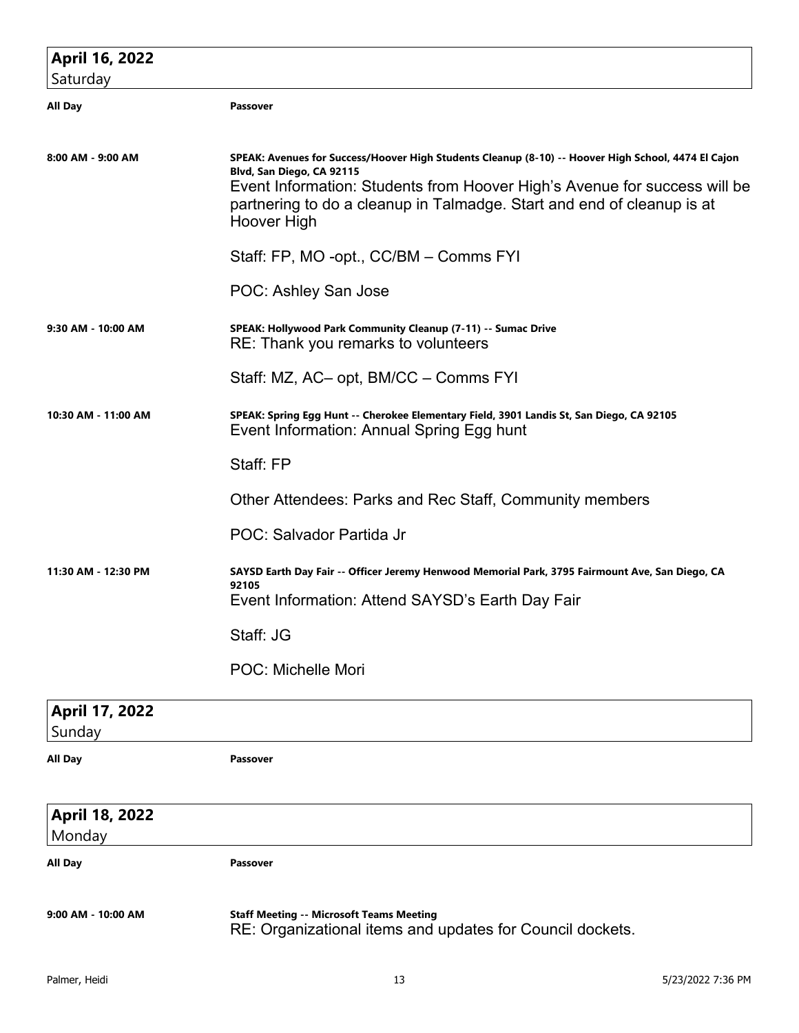## April 16, 2022
Saturday

**All Day** — **Passover**

**8:00 AM - 9:00 AM** — **SPEAK: Avenues for Success/Hoover High Students Cleanup (8-10) -- Hoover High School, 4474 El Cajon Blvd, San Diego, CA 92115**

Event Information: Students from Hoover High's Avenue for success will be partnering to do a cleanup in Talmadge. Start and end of cleanup is at Hoover High

Staff: FP, MO -opt., CC/BM – Comms FYI

POC: Ashley San Jose

**9:30 AM - 10:00 AM** — **SPEAK: Hollywood Park Community Cleanup (7-11) -- Sumac Drive**

RE: Thank you remarks to volunteers

Staff: MZ, AC– opt, BM/CC – Comms FYI

**10:30 AM - 11:00 AM** — **SPEAK: Spring Egg Hunt -- Cherokee Elementary Field, 3901 Landis St, San Diego, CA 92105**

Event Information: Annual Spring Egg hunt

Staff: FP

Other Attendees: Parks and Rec Staff, Community members

POC: Salvador Partida Jr

**11:30 AM - 12:30 PM** — **SAYSD Earth Day Fair -- Officer Jeremy Henwood Memorial Park, 3795 Fairmount Ave, San Diego, CA 92105**

Event Information: Attend SAYSD's Earth Day Fair

Staff: JG

POC: Michelle Mori

## April 17, 2022
Sunday

**All Day** — **Passover**

## April 18, 2022
Monday

**All Day** — **Passover**

**9:00 AM - 10:00 AM** — **Staff Meeting -- Microsoft Teams Meeting**

RE: Organizational items and updates for Council dockets.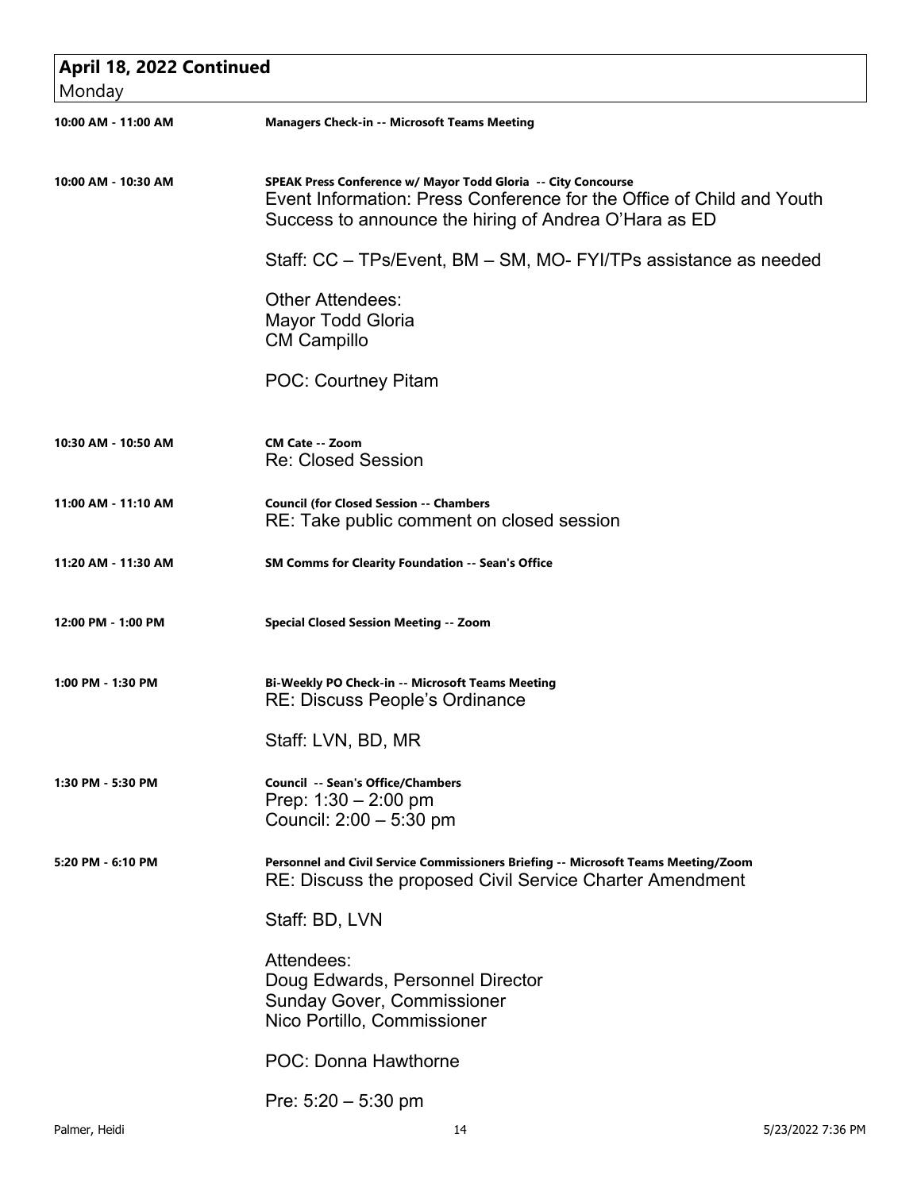## April 18, 2022 Continued

Monday

**10:00 AM - 11:00 AM** — **Managers Check-in -- Microsoft Teams Meeting**

**10:00 AM - 10:30 AM** — **SPEAK Press Conference w/ Mayor Todd Gloria -- City Concourse**

Event Information: Press Conference for the Office of Child and Youth Success to announce the hiring of Andrea O'Hara as ED

Staff: CC – TPs/Event, BM – SM, MO- FYI/TPs assistance as needed

Other Attendees:
Mayor Todd Gloria
CM Campillo

POC: Courtney Pitam

**10:30 AM - 10:50 AM** — **CM Cate -- Zoom**

Re: Closed Session

**11:00 AM - 11:10 AM** — **Council (for Closed Session -- Chambers**

RE: Take public comment on closed session

**11:20 AM - 11:30 AM** — **SM Comms for Clearity Foundation -- Sean's Office**

**12:00 PM - 1:00 PM** — **Special Closed Session Meeting -- Zoom**

**1:00 PM - 1:30 PM** — **Bi-Weekly PO Check-in -- Microsoft Teams Meeting**

RE: Discuss People's Ordinance

Staff: LVN, BD, MR

**1:30 PM - 5:30 PM** — **Council -- Sean's Office/Chambers**

Prep: 1:30 – 2:00 pm
Council: 2:00 – 5:30 pm

**5:20 PM - 6:10 PM** — **Personnel and Civil Service Commissioners Briefing -- Microsoft Teams Meeting/Zoom**

RE: Discuss the proposed Civil Service Charter Amendment

Staff: BD, LVN

Attendees:
Doug Edwards, Personnel Director
Sunday Gover, Commissioner
Nico Portillo, Commissioner

POC: Donna Hawthorne

Pre: 5:20 – 5:30 pm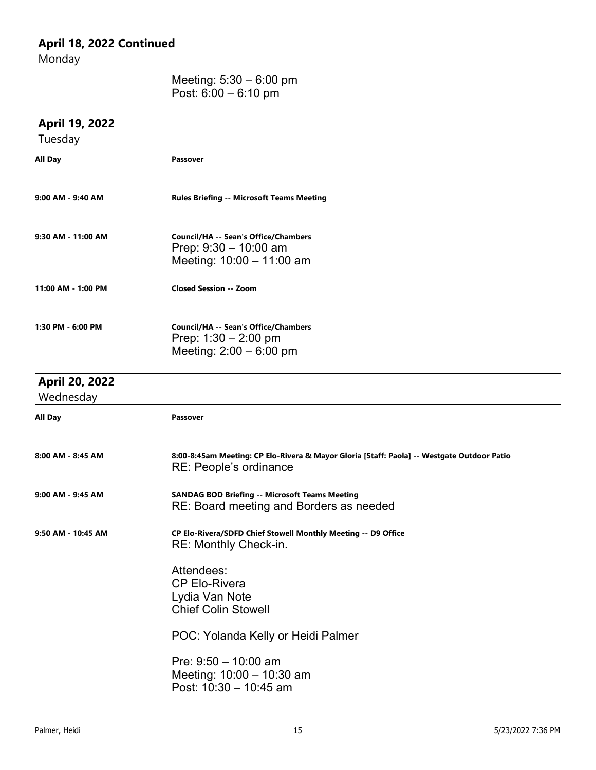## April 18, 2022 Continued
Monday

Meeting: 5:30 – 6:00 pm
Post: 6:00 – 6:10 pm

## April 19, 2022
Tuesday

| | |
|---|---|
| **All Day** | **Passover** |
| **9:00 AM - 9:40 AM** | **Rules Briefing -- Microsoft Teams Meeting** |
| **9:30 AM - 11:00 AM** | **Council/HA -- Sean's Office/Chambers**<br>Prep: 9:30 – 10:00 am<br>Meeting: 10:00 – 11:00 am |
| **11:00 AM - 1:00 PM** | **Closed Session -- Zoom** |
| **1:30 PM - 6:00 PM** | **Council/HA -- Sean's Office/Chambers**<br>Prep: 1:30 – 2:00 pm<br>Meeting: 2:00 – 6:00 pm |

## April 20, 2022
Wednesday

| | |
|---|---|
| **All Day** | **Passover** |
| **8:00 AM - 8:45 AM** | **8:00-8:45am Meeting: CP Elo-Rivera & Mayor Gloria [Staff: Paola] -- Westgate Outdoor Patio**<br>RE: People's ordinance |
| **9:00 AM - 9:45 AM** | **SANDAG BOD Briefing -- Microsoft Teams Meeting**<br>RE: Board meeting and Borders as needed |
| **9:50 AM - 10:45 AM** | **CP Elo-Rivera/SDFD Chief Stowell Monthly Meeting -- D9 Office**<br>RE: Monthly Check-in.<br><br>Attendees:<br>CP Elo-Rivera<br>Lydia Van Note<br>Chief Colin Stowell<br><br>POC: Yolanda Kelly or Heidi Palmer<br><br>Pre: 9:50 – 10:00 am<br>Meeting: 10:00 – 10:30 am<br>Post: 10:30 – 10:45 am |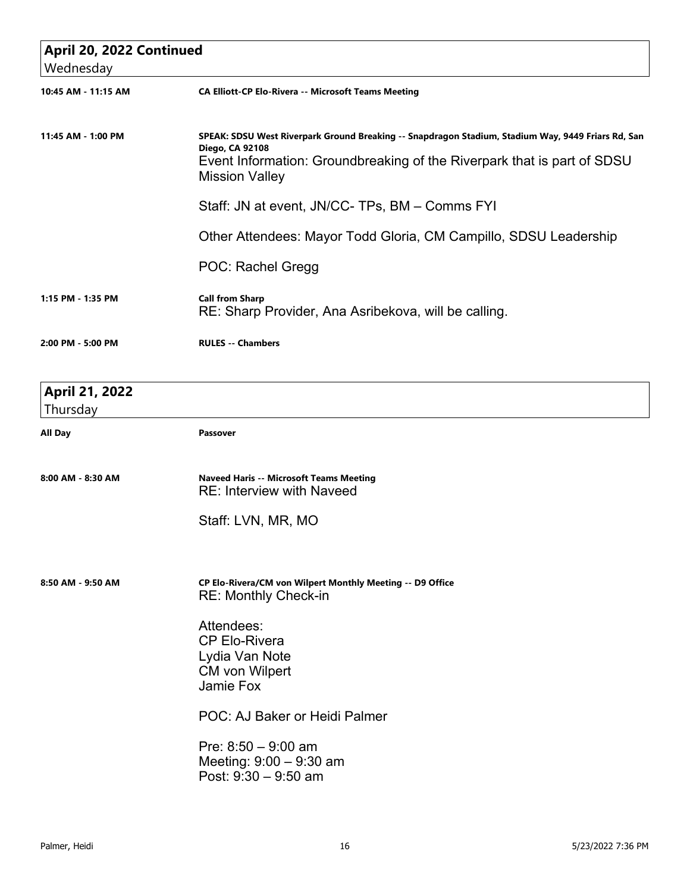## April 20, 2022 Continued
Wednesday

**10:45 AM - 11:15 AM** — **CA Elliott-CP Elo-Rivera -- Microsoft Teams Meeting**

**11:45 AM - 1:00 PM** — **SPEAK: SDSU West Riverpark Ground Breaking -- Snapdragon Stadium, Stadium Way, 9449 Friars Rd, San Diego, CA 92108**

Event Information: Groundbreaking of the Riverpark that is part of SDSU Mission Valley

Staff: JN at event, JN/CC- TPs, BM – Comms FYI

Other Attendees: Mayor Todd Gloria, CM Campillo, SDSU Leadership

POC: Rachel Gregg

**1:15 PM - 1:35 PM** — **Call from Sharp**

RE: Sharp Provider, Ana Asribekova, will be calling.

**2:00 PM - 5:00 PM** — **RULES -- Chambers**

## April 21, 2022
Thursday

**All Day** — **Passover**

**8:00 AM - 8:30 AM** — **Naveed Haris -- Microsoft Teams Meeting**

RE: Interview with Naveed

Staff: LVN, MR, MO

**8:50 AM - 9:50 AM** — **CP Elo-Rivera/CM von Wilpert Monthly Meeting -- D9 Office**

RE: Monthly Check-in

Attendees:
CP Elo-Rivera
Lydia Van Note
CM von Wilpert
Jamie Fox

POC: AJ Baker or Heidi Palmer

Pre: 8:50 – 9:00 am
Meeting: 9:00 – 9:30 am
Post: 9:30 – 9:50 am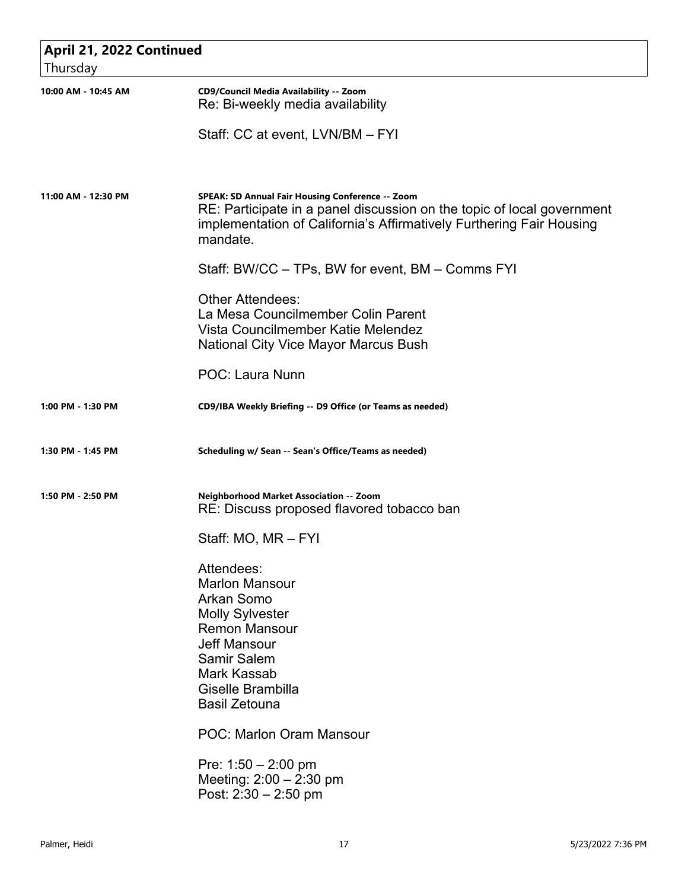## April 21, 2022 Continued

Thursday

**10:00 AM - 10:45 AM**

**CD9/Council Media Availability -- Zoom**

Re: Bi-weekly media availability

Staff: CC at event, LVN/BM – FYI

**11:00 AM - 12:30 PM**

**SPEAK: SD Annual Fair Housing Conference -- Zoom**

RE: Participate in a panel discussion on the topic of local government implementation of California's Affirmatively Furthering Fair Housing mandate.

Staff: BW/CC – TPs, BW for event, BM – Comms FYI

Other Attendees:
La Mesa Councilmember Colin Parent
Vista Councilmember Katie Melendez
National City Vice Mayor Marcus Bush

POC: Laura Nunn

**1:00 PM - 1:30 PM**

**CD9/IBA Weekly Briefing -- D9 Office (or Teams as needed)**

**1:30 PM - 1:45 PM**

**Scheduling w/ Sean -- Sean's Office/Teams as needed)**

**1:50 PM - 2:50 PM**

**Neighborhood Market Association -- Zoom**

RE: Discuss proposed flavored tobacco ban

Staff: MO, MR – FYI

Attendees:
Marlon Mansour
Arkan Somo
Molly Sylvester
Remon Mansour
Jeff Mansour
Samir Salem
Mark Kassab
Giselle Brambilla
Basil Zetouna

POC: Marlon Oram Mansour

Pre: 1:50 – 2:00 pm
Meeting: 2:00 – 2:30 pm
Post: 2:30 – 2:50 pm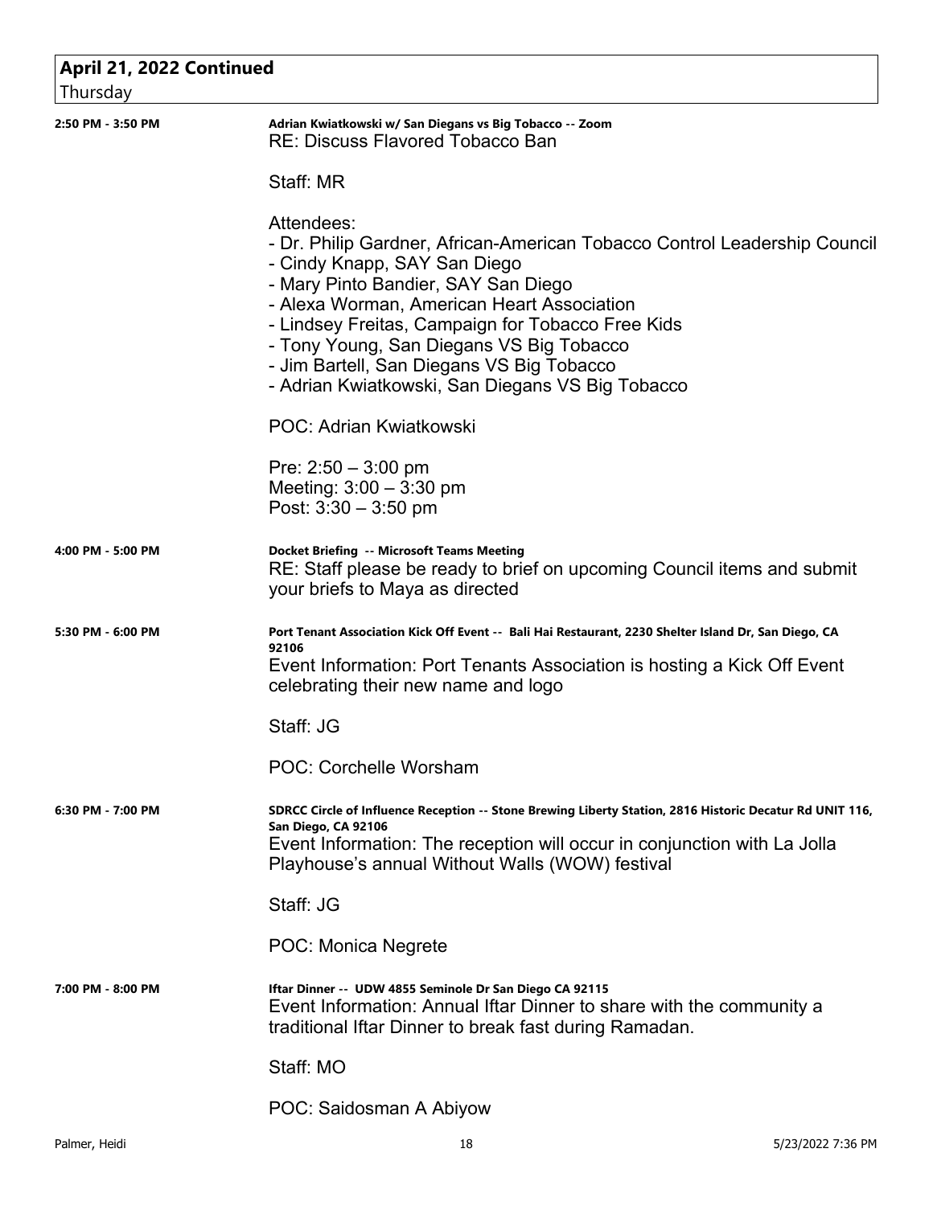## April 21, 2022 Continued

Thursday

**2:50 PM - 3:50 PM**

**Adrian Kwiatkowski w/ San Diegans vs Big Tobacco -- Zoom**
RE: Discuss Flavored Tobacco Ban

Staff: MR

Attendees:
- Dr. Philip Gardner, African-American Tobacco Control Leadership Council
- Cindy Knapp, SAY San Diego
- Mary Pinto Bandier, SAY San Diego
- Alexa Worman, American Heart Association
- Lindsey Freitas, Campaign for Tobacco Free Kids
- Tony Young, San Diegans VS Big Tobacco
- Jim Bartell, San Diegans VS Big Tobacco
- Adrian Kwiatkowski, San Diegans VS Big Tobacco

POC: Adrian Kwiatkowski

Pre: 2:50 – 3:00 pm
Meeting: 3:00 – 3:30 pm
Post: 3:30 – 3:50 pm

**4:00 PM - 5:00 PM**

**Docket Briefing -- Microsoft Teams Meeting**
RE: Staff please be ready to brief on upcoming Council items and submit your briefs to Maya as directed

**5:30 PM - 6:00 PM**

**Port Tenant Association Kick Off Event -- Bali Hai Restaurant, 2230 Shelter Island Dr, San Diego, CA 92106**
Event Information: Port Tenants Association is hosting a Kick Off Event celebrating their new name and logo

Staff: JG

POC: Corchelle Worsham

**6:30 PM - 7:00 PM**

**SDRCC Circle of Influence Reception -- Stone Brewing Liberty Station, 2816 Historic Decatur Rd UNIT 116, San Diego, CA 92106**
Event Information: The reception will occur in conjunction with La Jolla Playhouse's annual Without Walls (WOW) festival

Staff: JG

POC: Monica Negrete

**7:00 PM - 8:00 PM**

**Iftar Dinner -- UDW 4855 Seminole Dr San Diego CA 92115**
Event Information: Annual Iftar Dinner to share with the community a traditional Iftar Dinner to break fast during Ramadan.

Staff: MO

POC: Saidosman A Abiyow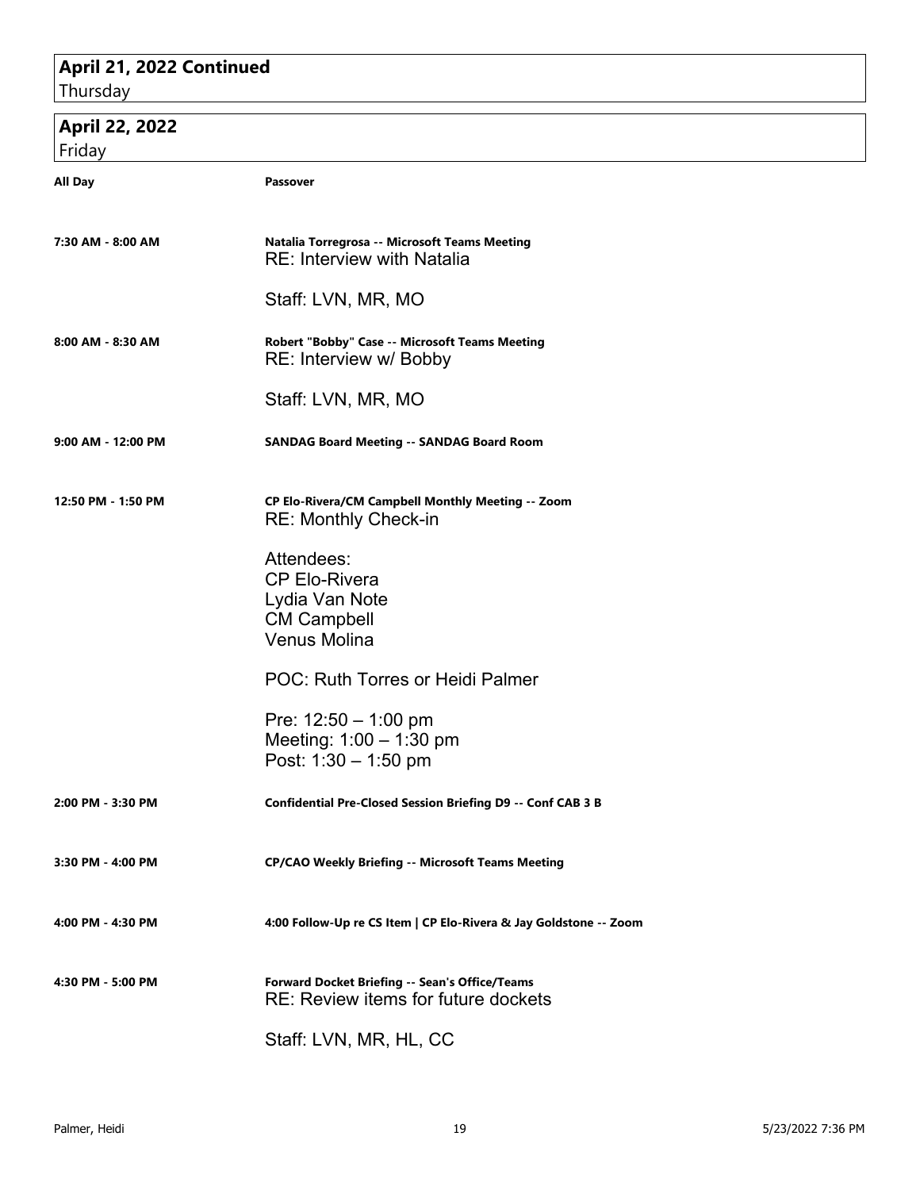## April 21, 2022 Continued
Thursday

## April 22, 2022
Friday

**All Day** — **Passover**

**7:30 AM - 8:00 AM** — **Natalia Torregrosa -- Microsoft Teams Meeting**

RE: Interview with Natalia

Staff: LVN, MR, MO

**8:00 AM - 8:30 AM** — **Robert "Bobby" Case -- Microsoft Teams Meeting**

RE: Interview w/ Bobby

Staff: LVN, MR, MO

**9:00 AM - 12:00 PM** — **SANDAG Board Meeting -- SANDAG Board Room**

**12:50 PM - 1:50 PM** — **CP Elo-Rivera/CM Campbell Monthly Meeting -- Zoom**

RE: Monthly Check-in

Attendees:
CP Elo-Rivera
Lydia Van Note
CM Campbell
Venus Molina

POC: Ruth Torres or Heidi Palmer

Pre: 12:50 – 1:00 pm
Meeting: 1:00 – 1:30 pm
Post: 1:30 – 1:50 pm

**2:00 PM - 3:30 PM** — **Confidential Pre-Closed Session Briefing D9 -- Conf CAB 3 B**

**3:30 PM - 4:00 PM** — **CP/CAO Weekly Briefing -- Microsoft Teams Meeting**

**4:00 PM - 4:30 PM** — **4:00 Follow-Up re CS Item | CP Elo-Rivera & Jay Goldstone -- Zoom**

**4:30 PM - 5:00 PM** — **Forward Docket Briefing -- Sean's Office/Teams**

RE: Review items for future dockets

Staff: LVN, MR, HL, CC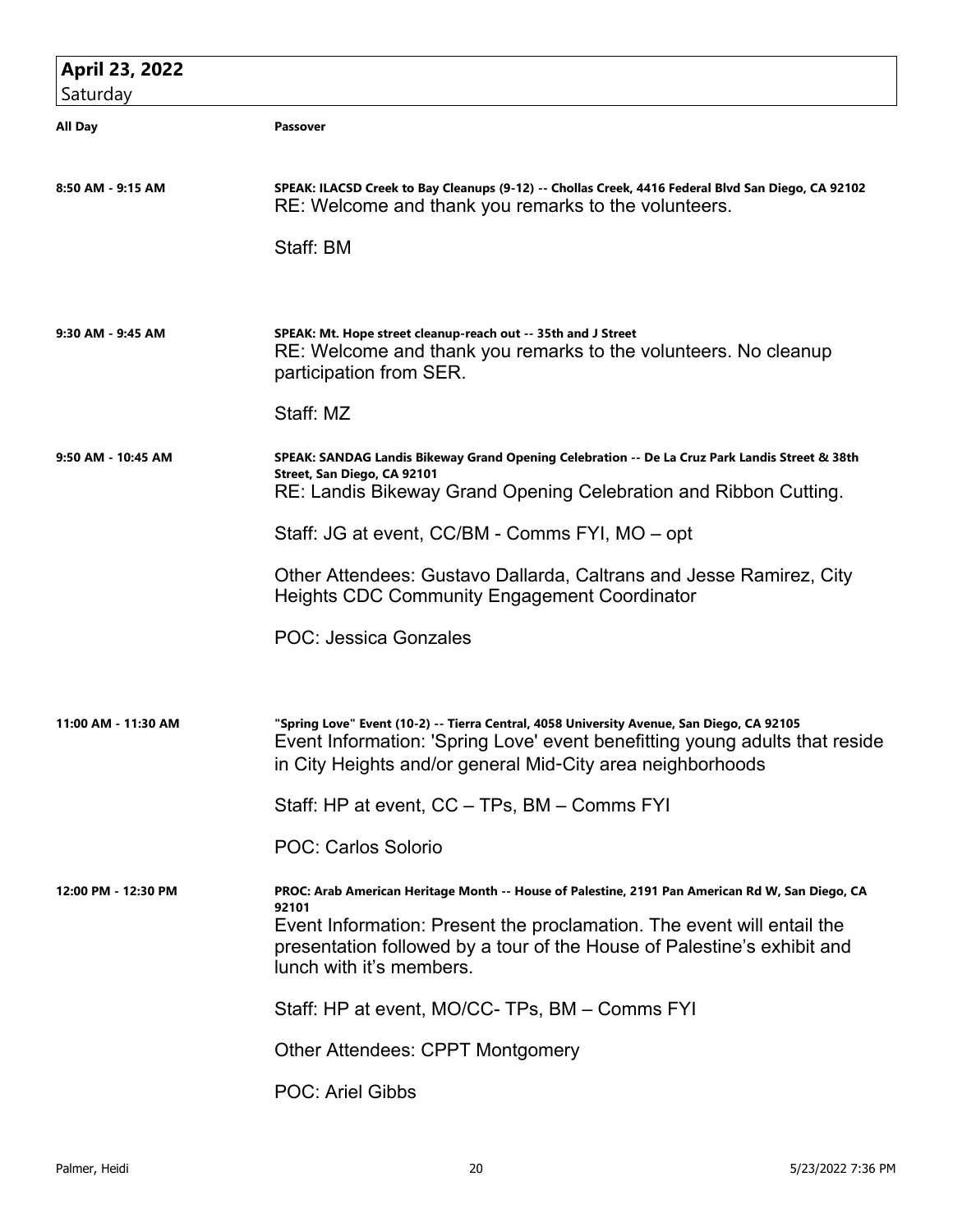## April 23, 2022
Saturday

| | |
|---|---|
| **All Day** | **Passover** |
| **8:50 AM - 9:15 AM** | **SPEAK: ILACSD Creek to Bay Cleanups (9-12) -- Chollas Creek, 4416 Federal Blvd San Diego, CA 92102**<br>RE: Welcome and thank you remarks to the volunteers.<br><br>Staff: BM |
| **9:30 AM - 9:45 AM** | **SPEAK: Mt. Hope street cleanup-reach out -- 35th and J Street**<br>RE: Welcome and thank you remarks to the volunteers. No cleanup participation from SER.<br><br>Staff: MZ |
| **9:50 AM - 10:45 AM** | **SPEAK: SANDAG Landis Bikeway Grand Opening Celebration -- De La Cruz Park Landis Street & 38th Street, San Diego, CA 92101**<br>RE: Landis Bikeway Grand Opening Celebration and Ribbon Cutting.<br><br>Staff: JG at event, CC/BM - Comms FYI, MO – opt<br><br>Other Attendees: Gustavo Dallarda, Caltrans and Jesse Ramirez, City Heights CDC Community Engagement Coordinator<br><br>POC: Jessica Gonzales |
| **11:00 AM - 11:30 AM** | **"Spring Love" Event (10-2) -- Tierra Central, 4058 University Avenue, San Diego, CA 92105**<br>Event Information: 'Spring Love' event benefitting young adults that reside in City Heights and/or general Mid-City area neighborhoods<br><br>Staff: HP at event, CC – TPs, BM – Comms FYI<br><br>POC: Carlos Solorio |
| **12:00 PM - 12:30 PM** | **PROC: Arab American Heritage Month -- House of Palestine, 2191 Pan American Rd W, San Diego, CA 92101**<br>Event Information: Present the proclamation. The event will entail the presentation followed by a tour of the House of Palestine's exhibit and lunch with it's members.<br><br>Staff: HP at event, MO/CC- TPs, BM – Comms FYI<br><br>Other Attendees: CPPT Montgomery<br><br>POC: Ariel Gibbs |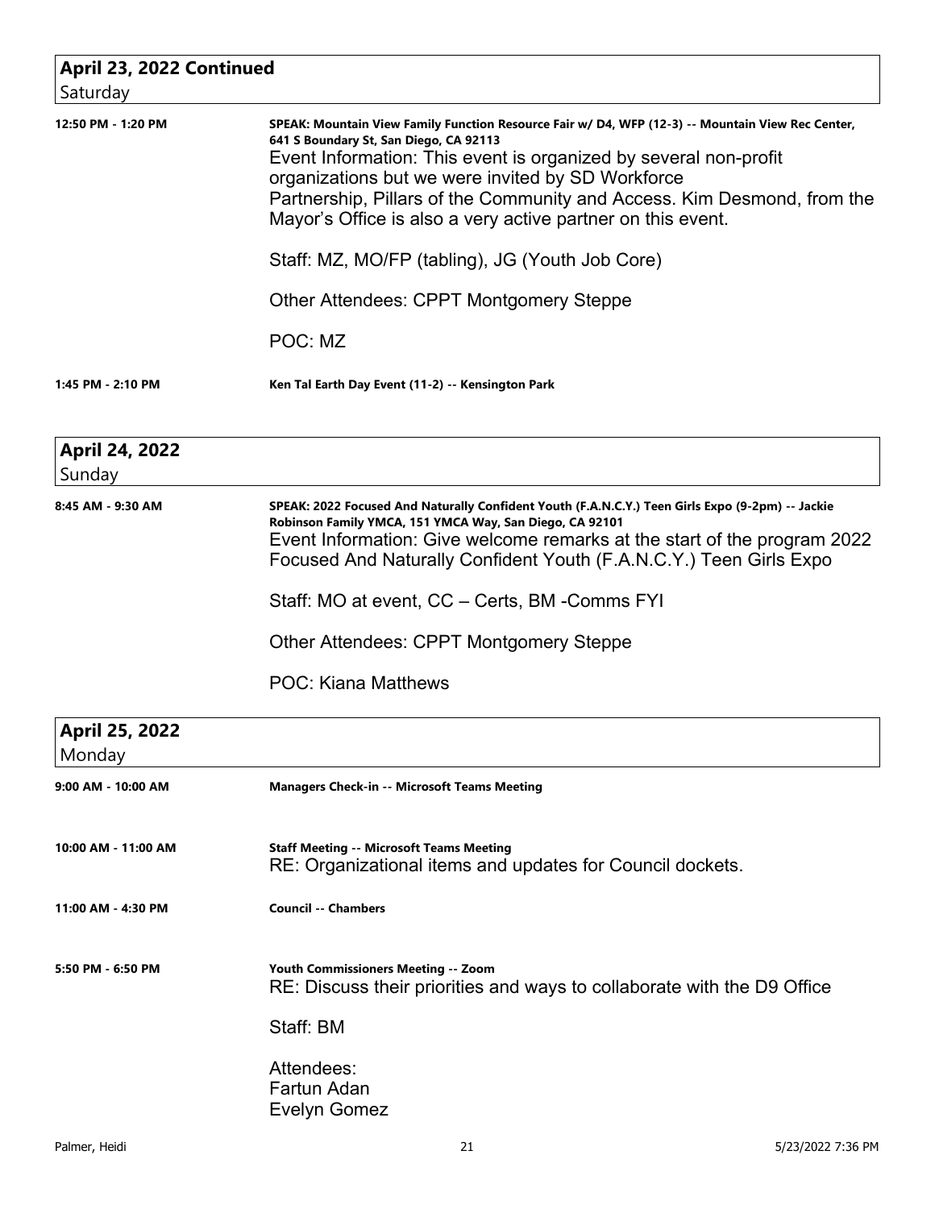## April 23, 2022 Continued
Saturday

**12:50 PM - 1:20 PM**

**SPEAK: Mountain View Family Function Resource Fair w/ D4, WFP (12-3) -- Mountain View Rec Center, 641 S Boundary St, San Diego, CA 92113**

Event Information: This event is organized by several non-profit organizations but we were invited by SD Workforce Partnership, Pillars of the Community and Access. Kim Desmond, from the Mayor's Office is also a very active partner on this event.

Staff: MZ, MO/FP (tabling), JG (Youth Job Core)

Other Attendees: CPPT Montgomery Steppe

POC: MZ

**1:45 PM - 2:10 PM**

**Ken Tal Earth Day Event (11-2) -- Kensington Park**

## April 24, 2022
Sunday

**8:45 AM - 9:30 AM**

**SPEAK: 2022 Focused And Naturally Confident Youth (F.A.N.C.Y.) Teen Girls Expo (9-2pm) -- Jackie Robinson Family YMCA, 151 YMCA Way, San Diego, CA 92101**

Event Information: Give welcome remarks at the start of the program 2022 Focused And Naturally Confident Youth (F.A.N.C.Y.) Teen Girls Expo

Staff: MO at event, CC – Certs, BM -Comms FYI

Other Attendees: CPPT Montgomery Steppe

POC: Kiana Matthews

## April 25, 2022
Monday

**9:00 AM - 10:00 AM**

**Managers Check-in -- Microsoft Teams Meeting**

**10:00 AM - 11:00 AM**

**Staff Meeting -- Microsoft Teams Meeting**

RE: Organizational items and updates for Council dockets.

**11:00 AM - 4:30 PM**

**Council -- Chambers**

**5:50 PM - 6:50 PM**

**Youth Commissioners Meeting -- Zoom**

RE: Discuss their priorities and ways to collaborate with the D9 Office

Staff: BM

Attendees:
Fartun Adan
Evelyn Gomez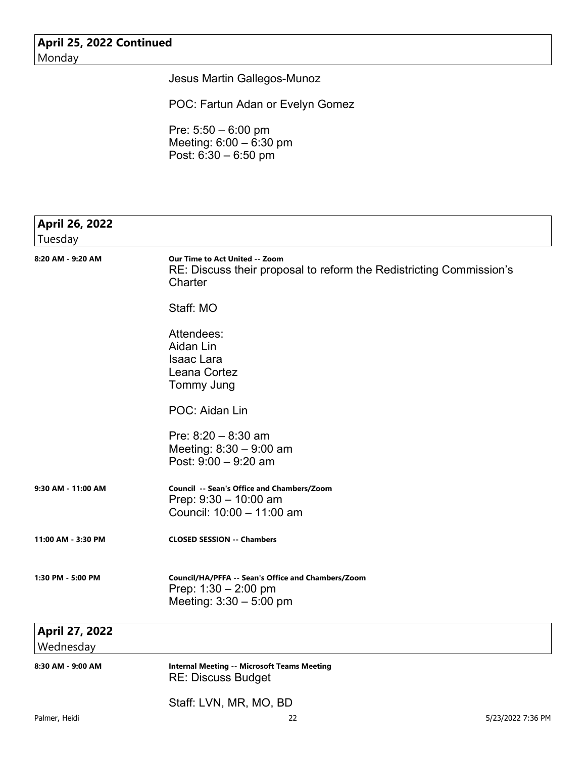## April 25, 2022 Continued
Monday

Jesus Martin Gallegos-Munoz

POC: Fartun Adan or Evelyn Gomez

Pre: 5:50 – 6:00 pm
Meeting: 6:00 – 6:30 pm
Post: 6:30 – 6:50 pm

## April 26, 2022
Tuesday

**8:20 AM - 9:20 AM** — **Our Time to Act United -- Zoom**

RE: Discuss their proposal to reform the Redistricting Commission's Charter

Staff: MO

Attendees:
Aidan Lin
Isaac Lara
Leana Cortez
Tommy Jung

POC: Aidan Lin

Pre: 8:20 – 8:30 am
Meeting: 8:30 – 9:00 am
Post: 9:00 – 9:20 am

**9:30 AM - 11:00 AM** — **Council -- Sean's Office and Chambers/Zoom**

Prep: 9:30 – 10:00 am
Council: 10:00 – 11:00 am

**11:00 AM - 3:30 PM** — **CLOSED SESSION -- Chambers**

**1:30 PM - 5:00 PM** — **Council/HA/PFFA -- Sean's Office and Chambers/Zoom**

Prep: 1:30 – 2:00 pm
Meeting: 3:30 – 5:00 pm

## April 27, 2022
Wednesday

**8:30 AM - 9:00 AM** — **Internal Meeting -- Microsoft Teams Meeting**

RE: Discuss Budget

Staff: LVN, MR, MO, BD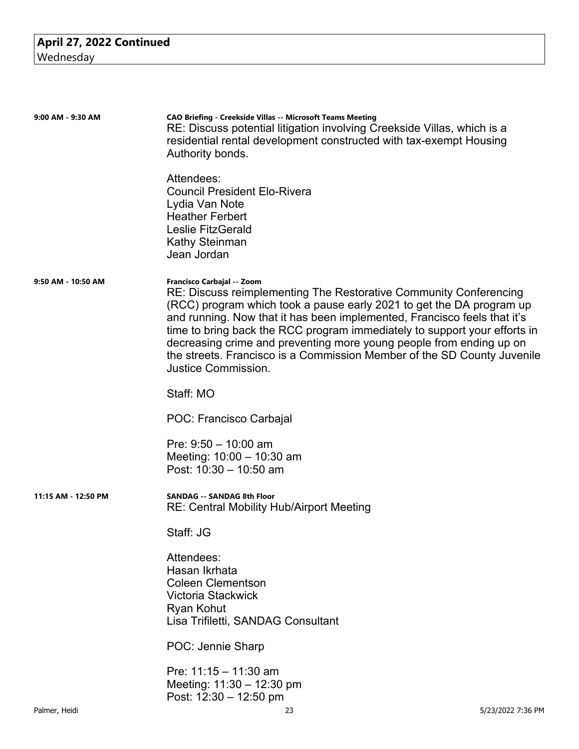**April 27, 2022 Continued**
Wednesday

**9:00 AM - 9:30 AM**

**CAO Briefing - Creekside Villas -- Microsoft Teams Meeting**
RE: Discuss potential litigation involving Creekside Villas, which is a residential rental development constructed with tax-exempt Housing Authority bonds.

Attendees:
Council President Elo-Rivera
Lydia Van Note
Heather Ferbert
Leslie FitzGerald
Kathy Steinman
Jean Jordan

**9:50 AM - 10:50 AM**

**Francisco Carbajal -- Zoom**
RE: Discuss reimplementing The Restorative Community Conferencing (RCC) program which took a pause early 2021 to get the DA program up and running. Now that it has been implemented, Francisco feels that it's time to bring back the RCC program immediately to support your efforts in decreasing crime and preventing more young people from ending up on the streets. Francisco is a Commission Member of the SD County Juvenile Justice Commission.

Staff: MO

POC: Francisco Carbajal

Pre: 9:50 – 10:00 am
Meeting: 10:00 – 10:30 am
Post: 10:30 – 10:50 am

**11:15 AM - 12:50 PM**

**SANDAG -- SANDAG 8th Floor**
RE: Central Mobility Hub/Airport Meeting

Staff: JG

Attendees:
Hasan Ikrhata
Coleen Clementson
Victoria Stackwick
Ryan Kohut
Lisa Trifiletti, SANDAG Consultant

POC: Jennie Sharp

Pre: 11:15 – 11:30 am
Meeting: 11:30 – 12:30 pm
Post: 12:30 – 12:50 pm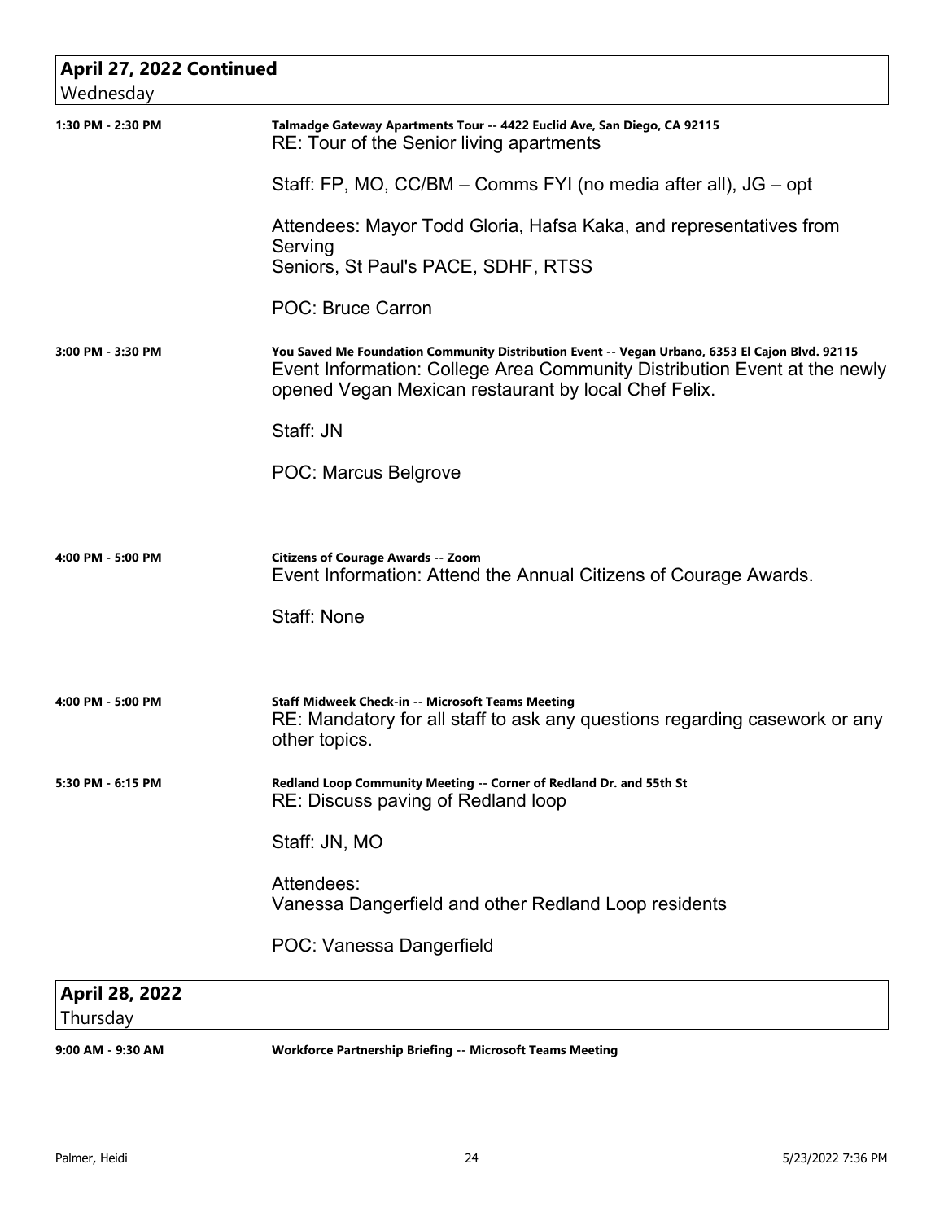## April 27, 2022 Continued
Wednesday

**1:30 PM - 2:30 PM**

**Talmadge Gateway Apartments Tour -- 4422 Euclid Ave, San Diego, CA 92115**
RE: Tour of the Senior living apartments

Staff: FP, MO, CC/BM – Comms FYI (no media after all), JG – opt

Attendees: Mayor Todd Gloria, Hafsa Kaka, and representatives from Serving
Seniors, St Paul's PACE, SDHF, RTSS

POC: Bruce Carron

**3:00 PM - 3:30 PM**

**You Saved Me Foundation Community Distribution Event -- Vegan Urbano, 6353 El Cajon Blvd. 92115**
Event Information: College Area Community Distribution Event at the newly opened Vegan Mexican restaurant by local Chef Felix.

Staff: JN

POC: Marcus Belgrove

**4:00 PM - 5:00 PM**

**Citizens of Courage Awards -- Zoom**
Event Information: Attend the Annual Citizens of Courage Awards.

Staff: None

**4:00 PM - 5:00 PM**

**Staff Midweek Check-in -- Microsoft Teams Meeting**
RE: Mandatory for all staff to ask any questions regarding casework or any other topics.

**5:30 PM - 6:15 PM**

**Redland Loop Community Meeting -- Corner of Redland Dr. and 55th St**
RE: Discuss paving of Redland loop

Staff: JN, MO

Attendees:
Vanessa Dangerfield and other Redland Loop residents

POC: Vanessa Dangerfield

## April 28, 2022
Thursday

**9:00 AM - 9:30 AM**

**Workforce Partnership Briefing -- Microsoft Teams Meeting**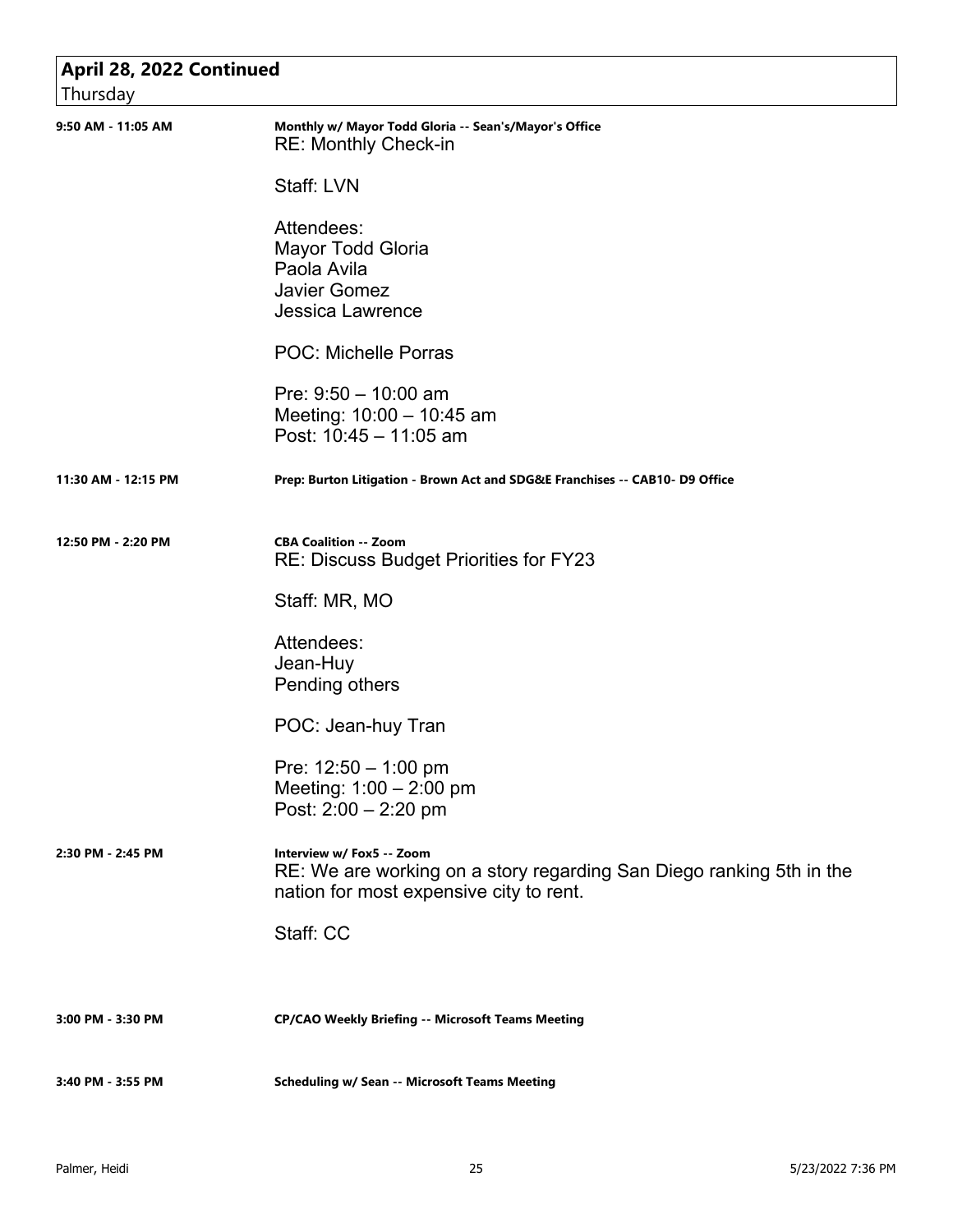## April 28, 2022 Continued
Thursday

**9:50 AM - 11:05 AM** — **Monthly w/ Mayor Todd Gloria -- Sean's/Mayor's Office**

RE: Monthly Check-in

Staff: LVN

Attendees:
Mayor Todd Gloria
Paola Avila
Javier Gomez
Jessica Lawrence

POC: Michelle Porras

Pre: 9:50 – 10:00 am
Meeting: 10:00 – 10:45 am
Post: 10:45 – 11:05 am

**11:30 AM - 12:15 PM** — **Prep: Burton Litigation - Brown Act and SDG&E Franchises -- CAB10- D9 Office**

**12:50 PM - 2:20 PM** — **CBA Coalition -- Zoom**

RE: Discuss Budget Priorities for FY23

Staff: MR, MO

Attendees:
Jean-Huy
Pending others

POC: Jean-huy Tran

Pre: 12:50 – 1:00 pm
Meeting: 1:00 – 2:00 pm
Post: 2:00 – 2:20 pm

**2:30 PM - 2:45 PM** — **Interview w/ Fox5 -- Zoom**

RE: We are working on a story regarding San Diego ranking 5th in the nation for most expensive city to rent.

Staff: CC

**3:00 PM - 3:30 PM** — **CP/CAO Weekly Briefing -- Microsoft Teams Meeting**

**3:40 PM - 3:55 PM** — **Scheduling w/ Sean -- Microsoft Teams Meeting**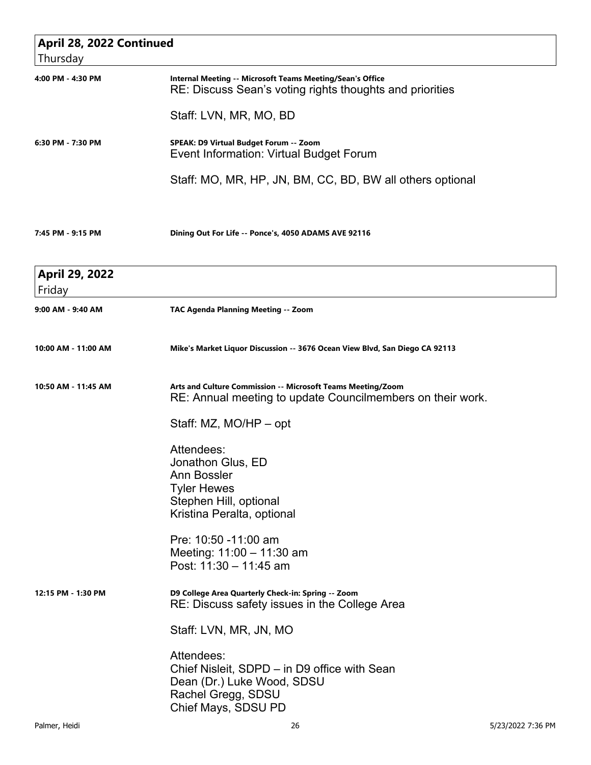## April 28, 2022 Continued
Thursday

**4:00 PM - 4:30 PM** — **Internal Meeting -- Microsoft Teams Meeting/Sean's Office**

RE: Discuss Sean's voting rights thoughts and priorities

Staff: LVN, MR, MO, BD

**6:30 PM - 7:30 PM** — **SPEAK: D9 Virtual Budget Forum -- Zoom**

Event Information: Virtual Budget Forum

Staff: MO, MR, HP, JN, BM, CC, BD, BW all others optional

**7:45 PM - 9:15 PM** — **Dining Out For Life -- Ponce's, 4050 ADAMS AVE 92116**

## April 29, 2022
Friday

**9:00 AM - 9:40 AM** — **TAC Agenda Planning Meeting -- Zoom**

**10:00 AM - 11:00 AM** — **Mike's Market Liquor Discussion -- 3676 Ocean View Blvd, San Diego CA 92113**

**10:50 AM - 11:45 AM** — **Arts and Culture Commission -- Microsoft Teams Meeting/Zoom**

RE: Annual meeting to update Councilmembers on their work.

Staff: MZ, MO/HP – opt

Attendees:
Jonathon Glus, ED
Ann Bossler
Tyler Hewes
Stephen Hill, optional
Kristina Peralta, optional

Pre: 10:50 -11:00 am
Meeting: 11:00 – 11:30 am
Post: 11:30 – 11:45 am

**12:15 PM - 1:30 PM** — **D9 College Area Quarterly Check-in: Spring -- Zoom**

RE: Discuss safety issues in the College Area

Staff: LVN, MR, JN, MO

Attendees:
Chief Nisleit, SDPD – in D9 office with Sean
Dean (Dr.) Luke Wood, SDSU
Rachel Gregg, SDSU
Chief Mays, SDSU PD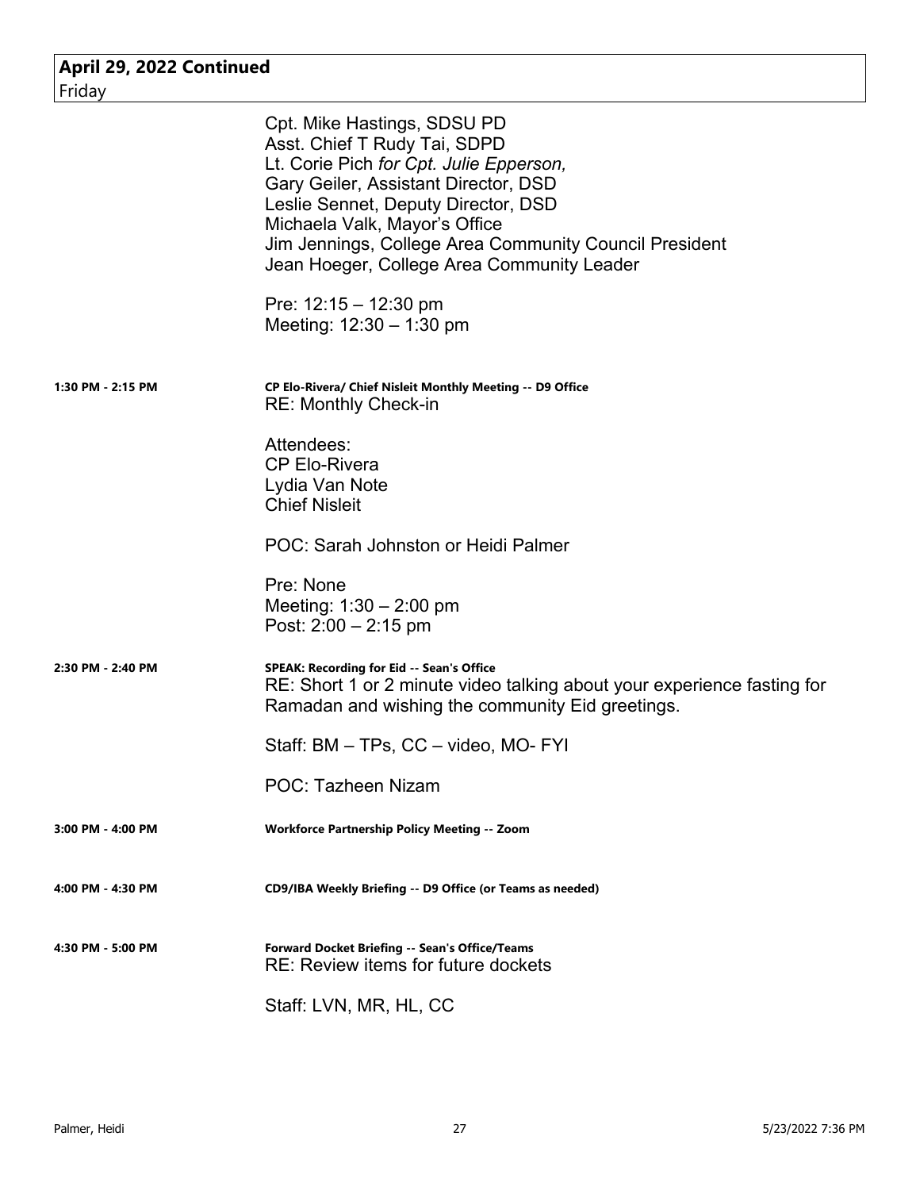**April 29, 2022 Continued**
Friday

Cpt. Mike Hastings, SDSU PD
Asst. Chief T Rudy Tai, SDPD
Lt. Corie Pich *for Cpt. Julie Epperson,*
Gary Geiler, Assistant Director, DSD
Leslie Sennet, Deputy Director, DSD
Michaela Valk, Mayor's Office
Jim Jennings, College Area Community Council President
Jean Hoeger, College Area Community Leader

Pre: 12:15 – 12:30 pm
Meeting: 12:30 – 1:30 pm

**1:30 PM - 2:15 PM** — **CP Elo-Rivera/ Chief Nisleit Monthly Meeting -- D9 Office**
RE: Monthly Check-in

Attendees:
CP Elo-Rivera
Lydia Van Note
Chief Nisleit

POC: Sarah Johnston or Heidi Palmer

Pre: None
Meeting: 1:30 – 2:00 pm
Post: 2:00 – 2:15 pm

**2:30 PM - 2:40 PM** — **SPEAK: Recording for Eid -- Sean's Office**
RE: Short 1 or 2 minute video talking about your experience fasting for Ramadan and wishing the community Eid greetings.

Staff: BM – TPs, CC – video, MO- FYI

POC: Tazheen Nizam

**3:00 PM - 4:00 PM** — **Workforce Partnership Policy Meeting -- Zoom**

**4:00 PM - 4:30 PM** — **CD9/IBA Weekly Briefing -- D9 Office (or Teams as needed)**

**4:30 PM - 5:00 PM** — **Forward Docket Briefing -- Sean's Office/Teams**
RE: Review items for future dockets

Staff: LVN, MR, HL, CC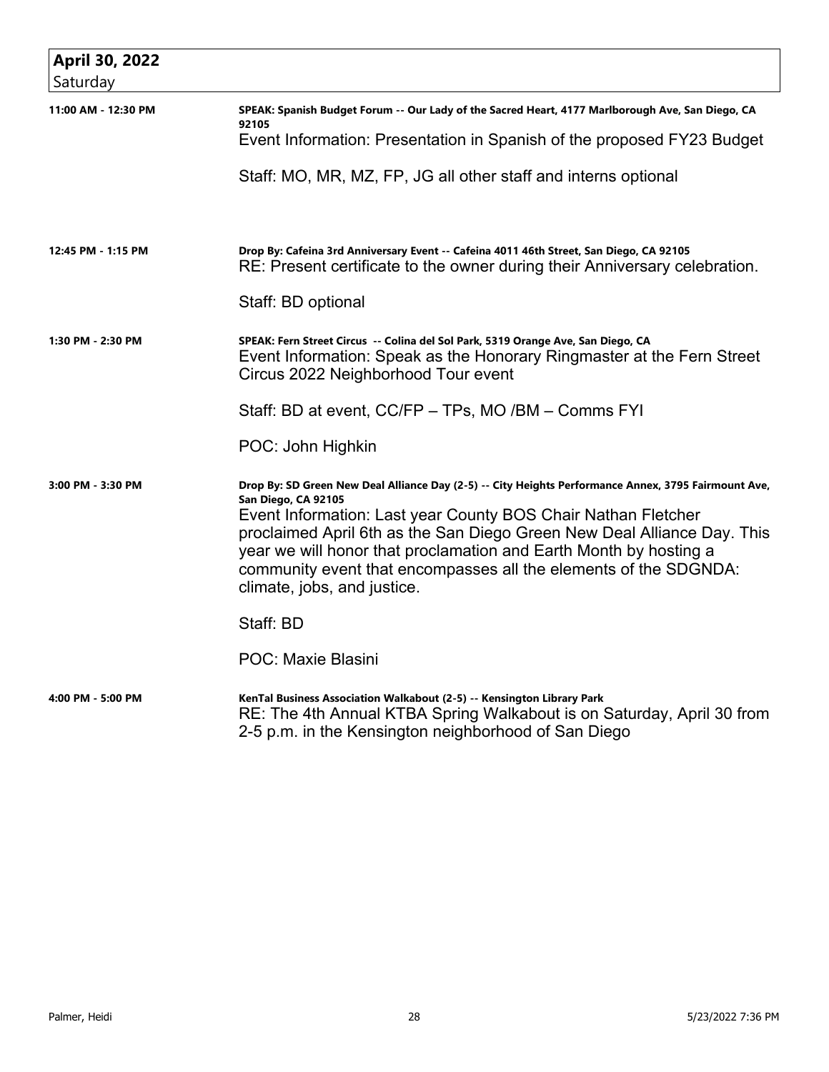**April 30, 2022**
Saturday

| | |
|---|---|
| **11:00 AM - 12:30 PM** | **SPEAK: Spanish Budget Forum -- Our Lady of the Sacred Heart, 4177 Marlborough Ave, San Diego, CA 92105**<br>Event Information: Presentation in Spanish of the proposed FY23 Budget<br><br>Staff: MO, MR, MZ, FP, JG all other staff and interns optional |
| **12:45 PM - 1:15 PM** | **Drop By: Cafeina 3rd Anniversary Event -- Cafeina 4011 46th Street, San Diego, CA 92105**<br>RE: Present certificate to the owner during their Anniversary celebration.<br><br>Staff: BD optional |
| **1:30 PM - 2:30 PM** | **SPEAK: Fern Street Circus -- Colina del Sol Park, 5319 Orange Ave, San Diego, CA**<br>Event Information: Speak as the Honorary Ringmaster at the Fern Street Circus 2022 Neighborhood Tour event<br><br>Staff: BD at event, CC/FP – TPs, MO /BM – Comms FYI<br><br>POC: John Highkin |
| **3:00 PM - 3:30 PM** | **Drop By: SD Green New Deal Alliance Day (2-5) -- City Heights Performance Annex, 3795 Fairmount Ave, San Diego, CA 92105**<br>Event Information: Last year County BOS Chair Nathan Fletcher proclaimed April 6th as the San Diego Green New Deal Alliance Day. This year we will honor that proclamation and Earth Month by hosting a community event that encompasses all the elements of the SDGNDA: climate, jobs, and justice.<br><br>Staff: BD<br><br>POC: Maxie Blasini |
| **4:00 PM - 5:00 PM** | **KenTal Business Association Walkabout (2-5) -- Kensington Library Park**<br>RE: The 4th Annual KTBA Spring Walkabout is on Saturday, April 30 from 2-5 p.m. in the Kensington neighborhood of San Diego |